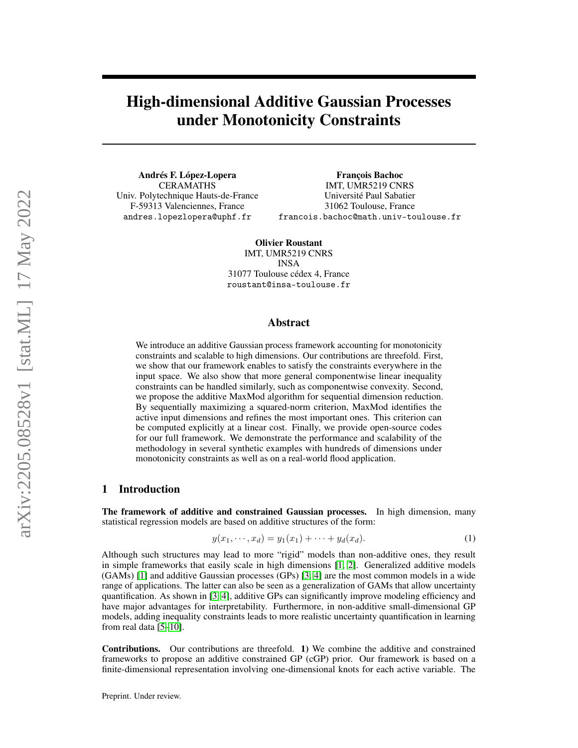# High-dimensional Additive Gaussian Processes under Monotonicity Constraints

**Andrés F. López-Lopera**
CERAMATHS
Univ. Polytechnique Hauts-de-France
F-59313 Valenciennes, France
andres.lopezlopera@uphf.fr

**François Bachoc**
IMT, UMR5219 CNRS
Université Paul Sabatier
31062 Toulouse, France
francois.bachoc@math.univ-toulouse.fr

**Olivier Roustant**
IMT, UMR5219 CNRS
INSA
31077 Toulouse cédex 4, France
roustant@insa-toulouse.fr

## Abstract

We introduce an additive Gaussian process framework accounting for monotonicity constraints and scalable to high dimensions. Our contributions are threefold. First, we show that our framework enables to satisfy the constraints everywhere in the input space. We also show that more general componentwise linear inequality constraints can be handled similarly, such as componentwise convexity. Second, we propose the additive MaxMod algorithm for sequential dimension reduction. By sequentially maximizing a squared-norm criterion, MaxMod identifies the active input dimensions and refines the most important ones. This criterion can be computed explicitly at a linear cost. Finally, we provide open-source codes for our full framework. We demonstrate the performance and scalability of the methodology in several synthetic examples with hundreds of dimensions under monotonicity constraints as well as on a real-world flood application.

## 1 Introduction

**The framework of additive and constrained Gaussian processes.** In high dimension, many statistical regression models are based on additive structures of the form:

$$y(x_1, \cdots, x_d) = y_1(x_1) + \cdots + y_d(x_d). \tag{1}$$

Although such structures may lead to more "rigid" models than non-additive ones, they result in simple frameworks that easily scale in high dimensions [1, 2]. Generalized additive models (GAMs) [1] and additive Gaussian processes (GPs) [3, 4] are the most common models in a wide range of applications. The latter can also be seen as a generalization of GAMs that allow uncertainty quantification. As shown in [3, 4], additive GPs can significantly improve modeling efficiency and have major advantages for interpretability. Furthermore, in non-additive small-dimensional GP models, adding inequality constraints leads to more realistic uncertainty quantification in learning from real data [5–10].

**Contributions.** Our contributions are threefold. **1)** We combine the additive and constrained frameworks to propose an additive constrained GP (cGP) prior. Our framework is based on a finite-dimensional representation involving one-dimensional knots for each active variable. The

Preprint. Under review.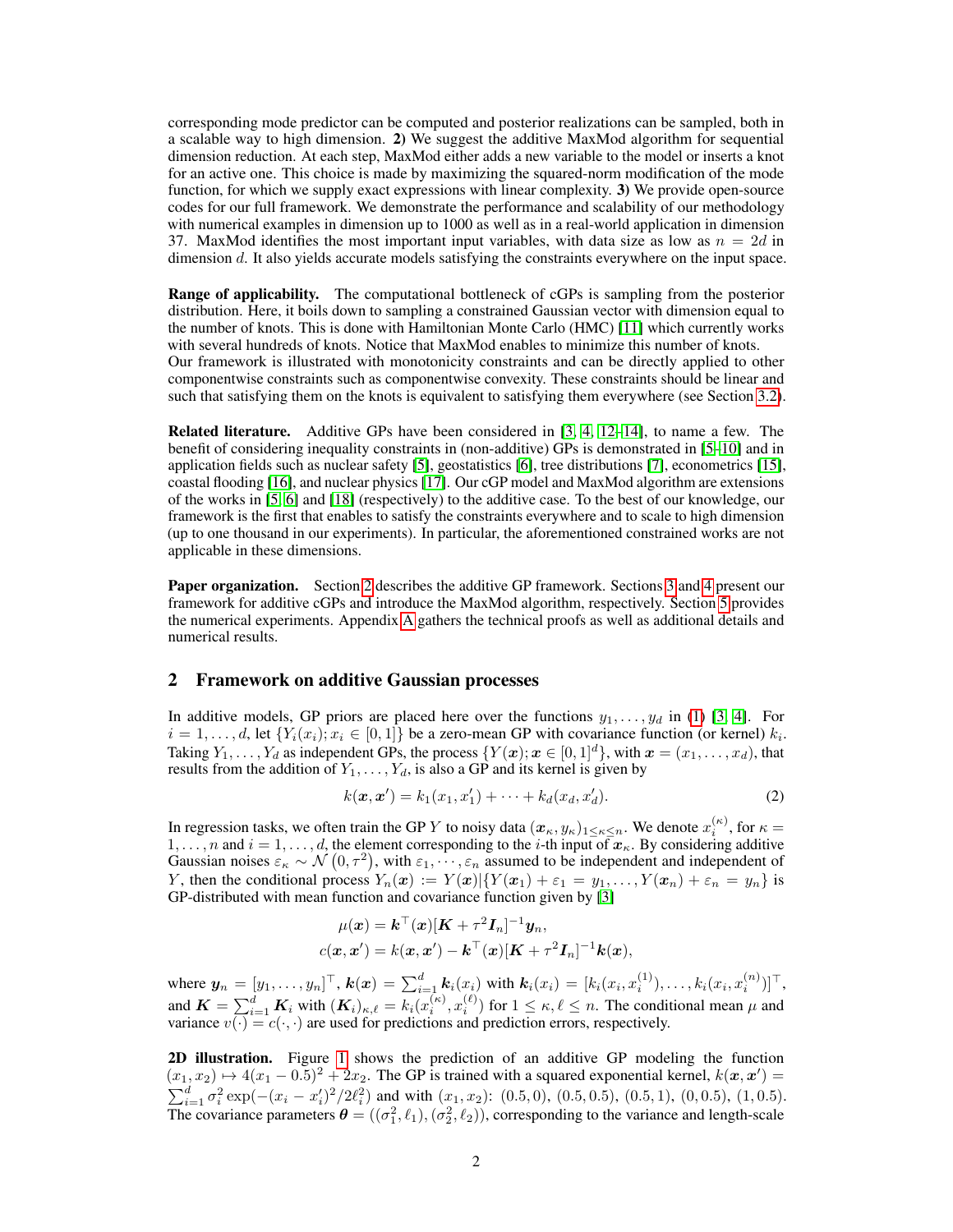corresponding mode predictor can be computed and posterior realizations can be sampled, both in a scalable way to high dimension. **2)** We suggest the additive MaxMod algorithm for sequential dimension reduction. At each step, MaxMod either adds a new variable to the model or inserts a knot for an active one. This choice is made by maximizing the squared-norm modification of the mode function, for which we supply exact expressions with linear complexity. **3)** We provide open-source codes for our full framework. We demonstrate the performance and scalability of our methodology with numerical examples in dimension up to 1000 as well as in a real-world application in dimension 37. MaxMod identifies the most important input variables, with data size as low as $n = 2d$ in dimension $d$. It also yields accurate models satisfying the constraints everywhere on the input space.

**Range of applicability.** The computational bottleneck of cGPs is sampling from the posterior distribution. Here, it boils down to sampling a constrained Gaussian vector with dimension equal to the number of knots. This is done with Hamiltonian Monte Carlo [11] which currently works with several hundreds of knots. Notice that MaxMod enables to minimize this number of knots.
Our framework is illustrated with monotonicity constraints and can be directly applied to other componentwise constraints such as componentwise convexity. These constraints should be linear and such that satisfying them on the knots is equivalent to satisfying them everywhere (see Section 3.2).

**Related literature.** Additive GPs have been considered in [3, 4, 12–14], to name a few. The benefit of considering inequality constraints in (non-additive) GPs is demonstrated in [5–10] and in application fields such as nuclear safety [5], geostatistics [6], tree distributions [7], econometrics [15], coastal flooding [16], and nuclear physics [17]. Our cGP model and MaxMod algorithm are extensions of the works in [5, 6] and [18] (respectively) to the additive case. To the best of our knowledge, our framework is the first that enables to satisfy the constraints everywhere and to scale to high dimension (up to one thousand in our experiments). In particular, the aforementioned constrained works are not applicable in these dimensions.

**Paper organization.** Section 2 describes the additive GP framework. Sections 3 and 4 present our framework for additive cGPs and introduce the MaxMod algorithm, respectively. Section 5 provides the numerical experiments. Appendix A gathers the technical proofs as well as additional details and numerical results.

## 2 Framework on additive Gaussian processes

In additive models, GP priors are placed here over the functions $y_1, \ldots, y_d$ in (1) [3, 4]. For $i = 1, \ldots, d$, let $\{Y_i(x_i); x_i \in [0, 1]\}$ be a zero-mean GP with covariance function (or kernel) $k_i$. Taking $Y_1, \ldots, Y_d$ as independent GPs, the process $\{Y(\boldsymbol{x}); \boldsymbol{x} \in [0, 1]^d\}$, with $\boldsymbol{x} = (x_1, \ldots, x_d)$, that results from the addition of $Y_1, \ldots, Y_d$, is also a GP and its kernel is given by

$$k(\boldsymbol{x}, \boldsymbol{x}') = k_1(x_1, x_1') + \cdots + k_d(x_d, x_d'). \tag{2}$$

In regression tasks, we often train the GP $Y$ to noisy data $(\boldsymbol{x}_\kappa, y_\kappa)_{1 \leq \kappa \leq n}$. We denote $x_i^{(\kappa)}$, for $\kappa = 1, \ldots, n$ and $i = 1, \ldots, d$, the element corresponding to the $i$-th input of $\boldsymbol{x}_\kappa$. By considering additive Gaussian noises $\varepsilon_\kappa \sim \mathcal{N}(0, \tau^2)$, with $\varepsilon_1, \cdots, \varepsilon_n$ assumed to be independent and independent of $Y$, then the conditional process $Y_n(\boldsymbol{x}) := Y(\boldsymbol{x}) | \{Y(\boldsymbol{x}_1) + \varepsilon_1 = y_1, \ldots, Y(\boldsymbol{x}_n) + \varepsilon_n = y_n\}$ is GP-distributed with mean function and covariance function given by [3]

$$\mu(\boldsymbol{x}) = \boldsymbol{k}^\top(\boldsymbol{x})[\boldsymbol{K} + \tau^2 \boldsymbol{I}_n]^{-1} \boldsymbol{y}_n,$$
$$c(\boldsymbol{x}, \boldsymbol{x}') = k(\boldsymbol{x}, \boldsymbol{x}') - \boldsymbol{k}^\top(\boldsymbol{x})[\boldsymbol{K} + \tau^2 \boldsymbol{I}_n]^{-1} \boldsymbol{k}(\boldsymbol{x}),$$

where $\boldsymbol{y}_n = [y_1, \ldots, y_n]^\top$, $\boldsymbol{k}(\boldsymbol{x}) = \sum_{i=1}^d \boldsymbol{k}_i(x_i)$ with $\boldsymbol{k}_i(x_i) = [k_i(x_i, x_i^{(1)}), \ldots, k_i(x_i, x_i^{(n)})]^\top$, and $\boldsymbol{K} = \sum_{i=1}^d \boldsymbol{K}_i$ with $(\boldsymbol{K}_i)_{\kappa,\ell} = k_i(x_i^{(\kappa)}, x_i^{(\ell)})$ for $1 \leq \kappa, \ell \leq n$. The conditional mean $\mu$ and variance $v(\cdot) = c(\cdot, \cdot)$ are used for predictions and prediction errors, respectively.

**2D illustration.** Figure 1 shows the prediction of an additive GP modeling the function $(x_1, x_2) \mapsto 4(x_1 - 0.5)^2 + 2x_2$. The GP is trained with a squared exponential kernel, $k(\boldsymbol{x}, \boldsymbol{x}') = \sum_{i=1}^d \sigma_i^2 \exp(-(x_i - x_i')^2 / 2\ell_i^2)$ and with $(x_1, x_2)$: $(0.5, 0)$, $(0.5, 0.5)$, $(0.5, 1)$, $(0, 0.5)$, $(1, 0.5)$. The covariance parameters $\boldsymbol{\theta} = ((\sigma_1^2, \ell_1), (\sigma_2^2, \ell_2))$, corresponding to the variance and length-scale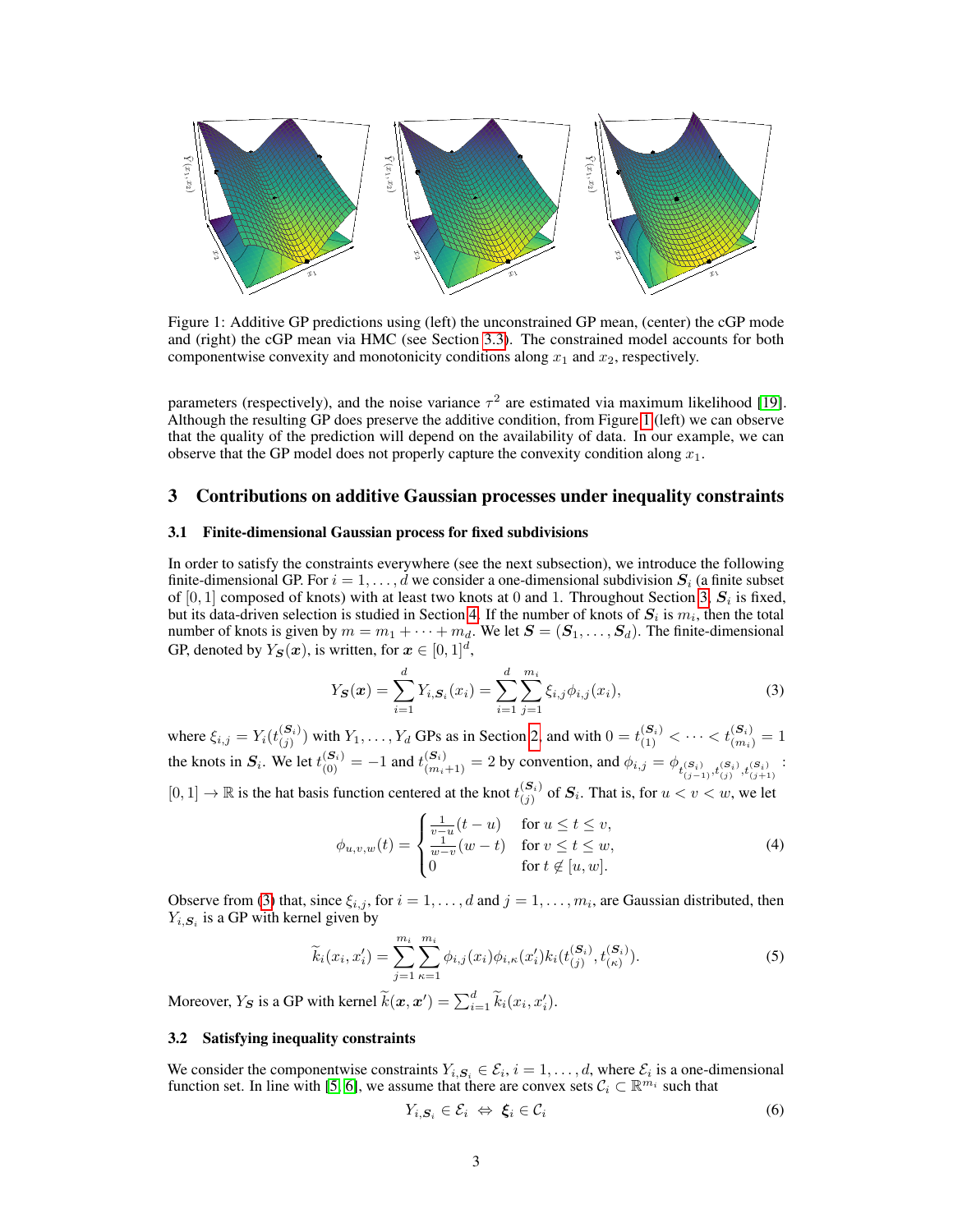Figure 1: Additive GP predictions using (left) the unconstrained GP mean, (center) the cGP mode and (right) the cGP mean via HMC (see Section 3.3). The constrained model accounts for both componentwise convexity and monotonicity conditions along $x_1$ and $x_2$, respectively.

parameters (respectively), and the noise variance $\tau^2$ are estimated via maximum likelihood [19]. Although the resulting GP does preserve the additive condition, from Figure 1 (left) we can observe that the quality of the prediction will depend on the availability of data. In our example, we can observe that the GP model does not properly capture the convexity condition along $x_1$.

## 3 Contributions on additive Gaussian processes under inequality constraints

### 3.1 Finite-dimensional Gaussian process for fixed subdivisions

In order to satisfy the constraints everywhere (see the next subsection), we introduce the following finite-dimensional GP. For $i = 1, \ldots, d$ we consider a one-dimensional subdivision $\boldsymbol{S}_i$ (a finite subset of $[0, 1]$ composed of knots) with at least two knots at 0 and 1. Throughout Section 3, $\boldsymbol{S}_i$ is fixed, but its data-driven selection is studied in Section 4. If the number of knots of $\boldsymbol{S}_i$ is $m_i$, then the total number of knots is given by $m = m_1 + \cdots + m_d$. We let $\boldsymbol{S} = (\boldsymbol{S}_1, \ldots, \boldsymbol{S}_d)$. The finite-dimensional GP, denoted by $Y_{\boldsymbol{S}}(\boldsymbol{x})$, is written, for $\boldsymbol{x} \in [0, 1]^d$,

$$Y_{\boldsymbol{S}}(\boldsymbol{x}) = \sum_{i=1}^{d} Y_{i,\boldsymbol{S}_i}(x_i) = \sum_{i=1}^{d} \sum_{j=1}^{m_i} \xi_{i,j} \phi_{i,j}(x_i), \tag{3}$$

where $\xi_{i,j} = Y_i(t_{(j)}^{(\boldsymbol{S}_i)})$ with $Y_1, \ldots, Y_d$ GPs as in Section 2, and with $0 = t_{(1)}^{(\boldsymbol{S}_i)} < \cdots < t_{(m_i)}^{(\boldsymbol{S}_i)} = 1$ the knots in $\boldsymbol{S}_i$. We let $t_{(0)}^{(\boldsymbol{S}_i)} = -1$ and $t_{(m_i+1)}^{(\boldsymbol{S}_i)} = 2$ by convention, and $\phi_{i,j} = \phi_{t_{(j-1)}^{(\boldsymbol{S}_i)}, t_{(j)}^{(\boldsymbol{S}_i)}, t_{(j+1)}^{(\boldsymbol{S}_i)}} : [0, 1] \to \mathbb{R}$ is the hat basis function centered at the knot $t_{(j)}^{(\boldsymbol{S}_i)}$ of $\boldsymbol{S}_i$. That is, for $u < v < w$, we let

$$\phi_{u,v,w}(t) = \begin{cases} \frac{1}{v-u}(t-u) & \text{for } u \leq t \leq v, \\ \frac{1}{w-v}(w-t) & \text{for } v \leq t \leq w, \\ 0 & \text{for } t \notin [u, w]. \end{cases} \tag{4}$$

Observe from (3) that, since $\xi_{i,j}$, for $i = 1, \ldots, d$ and $j = 1, \ldots, m_i$, are Gaussian distributed, then $Y_{i,\boldsymbol{S}_i}$ is a GP with kernel given by

$$\widetilde{k}_i(x_i, x_i') = \sum_{j=1}^{m_i} \sum_{\kappa=1}^{m_i} \phi_{i,j}(x_i) \phi_{i,\kappa}(x_i') k_i(t_{(j)}^{(\boldsymbol{S}_i)}, t_{(\kappa)}^{(\boldsymbol{S}_i)}). \tag{5}$$

Moreover, $Y_{\boldsymbol{S}}$ is a GP with kernel $\widetilde{k}(\boldsymbol{x}, \boldsymbol{x}') = \sum_{i=1}^{d} \widetilde{k}_i(x_i, x_i')$.

### 3.2 Satisfying inequality constraints

We consider the componentwise constraints $Y_{i,\boldsymbol{S}_i} \in \mathcal{E}_i$, $i = 1, \ldots, d$, where $\mathcal{E}_i$ is a one-dimensional function set. In line with [5, 6], we assume that there are convex sets $\mathcal{C}_i \subset \mathbb{R}^{m_i}$ such that

$$Y_{i,\boldsymbol{S}_i} \in \mathcal{E}_i \;\Leftrightarrow\; \boldsymbol{\xi}_i \in \mathcal{C}_i \tag{6}$$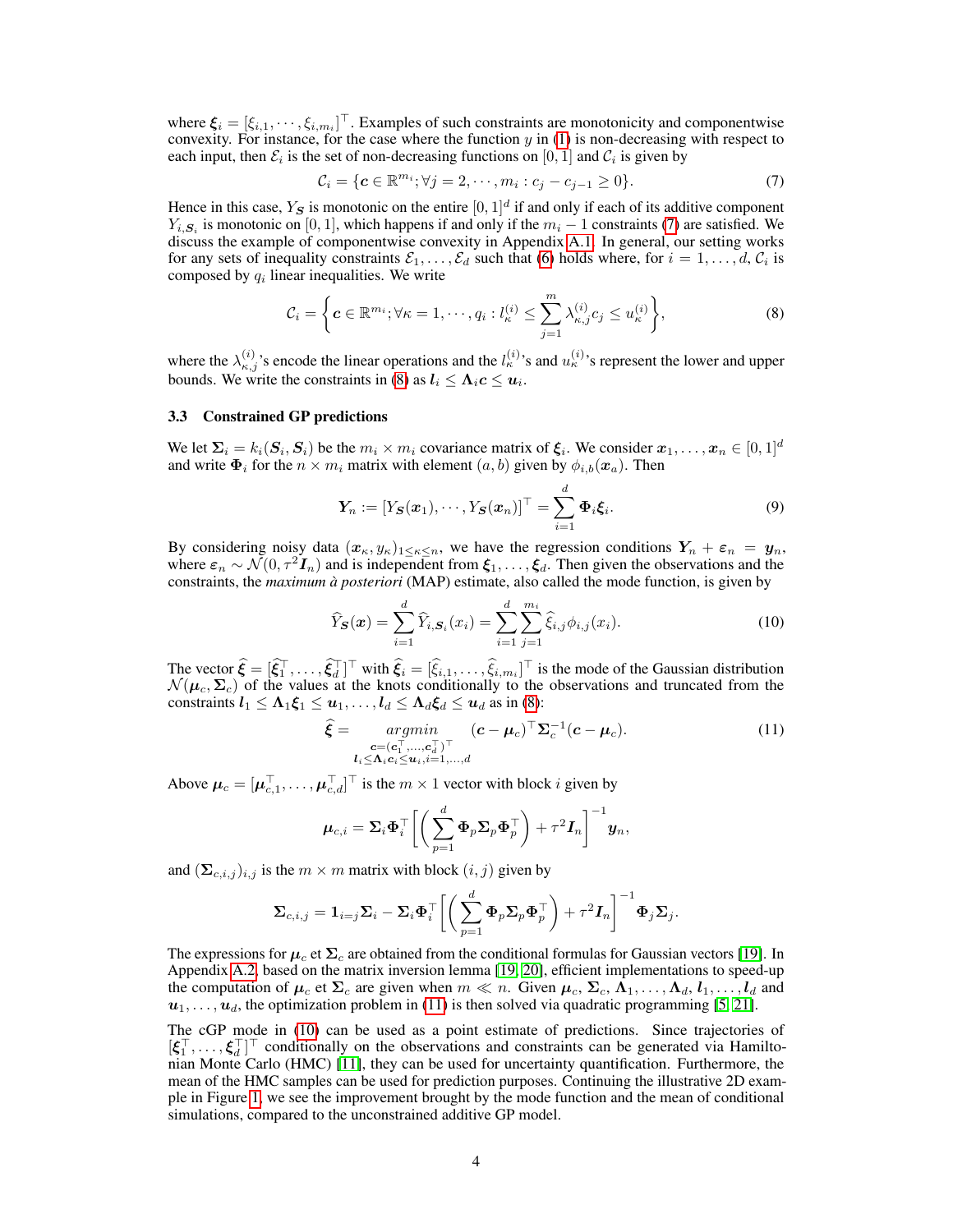where $\boldsymbol{\xi}_i = [\xi_{i,1}, \cdots, \xi_{i,m_i}]^\top$. Examples of such constraints are monotonicity and componentwise convexity. For instance, for the case where the function $y$ in (1) is non-decreasing with respect to each input, then $\mathcal{E}_i$ is the set of non-decreasing functions on $[0,1]$ and $\mathcal{C}_i$ is given by

$$\mathcal{C}_i = \{\boldsymbol{c} \in \mathbb{R}^{m_i}; \forall j = 2, \cdots, m_i : c_j - c_{j-1} \geq 0\}. \tag{7}$$

Hence in this case, $Y_{\boldsymbol{S}}$ is monotonic on the entire $[0,1]^d$ if and only if each of its additive component $Y_{i,\boldsymbol{S}_i}$ is monotonic on $[0,1]$, which happens if and only if the $m_i - 1$ constraints (7) are satisfied. We discuss the example of componentwise convexity in Appendix A.1. In general, our setting works for any sets of inequality constraints $\mathcal{E}_1, \ldots, \mathcal{E}_d$ such that (6) holds where, for $i = 1, \ldots, d$, $\mathcal{C}_i$ is composed by $q_i$ linear inequalities. We write

$$\mathcal{C}_i = \left\{ \boldsymbol{c} \in \mathbb{R}^{m_i}; \forall \kappa = 1, \cdots, q_i : l_\kappa^{(i)} \leq \sum_{j=1}^{m} \lambda_{\kappa,j}^{(i)} c_j \leq u_\kappa^{(i)} \right\}, \tag{8}$$

where the $\lambda_{\kappa,j}^{(i)}$'s encode the linear operations and the $l_\kappa^{(i)}$'s and $u_\kappa^{(i)}$'s represent the lower and upper bounds. We write the constraints in (8) as $\boldsymbol{l}_i \leq \boldsymbol{\Lambda}_i \boldsymbol{c} \leq \boldsymbol{u}_i$.

### 3.3 Constrained GP predictions

We let $\boldsymbol{\Sigma}_i = k_i(\boldsymbol{S}_i, \boldsymbol{S}_i)$ be the $m_i \times m_i$ covariance matrix of $\boldsymbol{\xi}_i$. We consider $\boldsymbol{x}_1, \ldots, \boldsymbol{x}_n \in [0,1]^d$ and write $\boldsymbol{\Phi}_i$ for the $n \times m_i$ matrix with element $(a,b)$ given by $\phi_{i,b}(\boldsymbol{x}_a)$. Then

$$\boldsymbol{Y}_n := [Y_{\boldsymbol{S}}(\boldsymbol{x}_1), \cdots, Y_{\boldsymbol{S}}(\boldsymbol{x}_n)]^\top = \sum_{i=1}^{d} \boldsymbol{\Phi}_i \boldsymbol{\xi}_i. \tag{9}$$

By considering noisy data $(\boldsymbol{x}_\kappa, y_\kappa)_{1 \leq \kappa \leq n}$, we have the regression conditions $\boldsymbol{Y}_n + \boldsymbol{\varepsilon}_n = \boldsymbol{y}_n$, where $\boldsymbol{\varepsilon}_n \sim \mathcal{N}(0, \tau^2 \boldsymbol{I}_n)$ and is independent from $\boldsymbol{\xi}_1, \ldots, \boldsymbol{\xi}_d$. Then given the observations and the constraints, the *maximum à posteriori* (MAP) estimate, also called the mode function, is given by

$$\widehat{Y}_{\boldsymbol{S}}(\boldsymbol{x}) = \sum_{i=1}^{d} \widehat{Y}_{i,\boldsymbol{S}_i}(x_i) = \sum_{i=1}^{d} \sum_{j=1}^{m_i} \widehat{\xi}_{i,j} \phi_{i,j}(x_i). \tag{10}$$

The vector $\widehat{\boldsymbol{\xi}} = [\widehat{\boldsymbol{\xi}}_1^\top, \ldots, \widehat{\boldsymbol{\xi}}_d^\top]^\top$ with $\widehat{\boldsymbol{\xi}}_i = [\widehat{\xi}_{i,1}, \ldots, \widehat{\xi}_{i,m_i}]^\top$ is the mode of the Gaussian distribution $\mathcal{N}(\boldsymbol{\mu}_c, \boldsymbol{\Sigma}_c)$ of the values at the knots conditionally to the observations and truncated from the constraints $\boldsymbol{l}_1 \leq \boldsymbol{\Lambda}_1 \boldsymbol{\xi}_1 \leq \boldsymbol{u}_1, \ldots, \boldsymbol{l}_d \leq \boldsymbol{\Lambda}_d \boldsymbol{\xi}_d \leq \boldsymbol{u}_d$ as in (8):

$$\widehat{\boldsymbol{\xi}} = \underset{\substack{\boldsymbol{c} = (\boldsymbol{c}_1^\top, \ldots, \boldsymbol{c}_d^\top)^\top \\ \boldsymbol{l}_i \leq \boldsymbol{\Lambda}_i \boldsymbol{c}_i \leq \boldsymbol{u}_i, i=1,\ldots,d}}{argmin} \quad (\boldsymbol{c} - \boldsymbol{\mu}_c)^\top \boldsymbol{\Sigma}_c^{-1} (\boldsymbol{c} - \boldsymbol{\mu}_c). \tag{11}$$

Above $\boldsymbol{\mu}_c = [\boldsymbol{\mu}_{c,1}^\top, \ldots, \boldsymbol{\mu}_{c,d}^\top]^\top$ is the $m \times 1$ vector with block $i$ given by

$$\boldsymbol{\mu}_{c,i} = \boldsymbol{\Sigma}_i \boldsymbol{\Phi}_i^\top \left[ \left( \sum_{p=1}^{d} \boldsymbol{\Phi}_p \boldsymbol{\Sigma}_p \boldsymbol{\Phi}_p^\top \right) + \tau^2 \boldsymbol{I}_n \right]^{-1} \boldsymbol{y}_n,$$

and $(\boldsymbol{\Sigma}_{c,i,j})_{i,j}$ is the $m \times m$ matrix with block $(i,j)$ given by

$$\boldsymbol{\Sigma}_{c,i,j} = \boldsymbol{1}_{i=j} \boldsymbol{\Sigma}_i - \boldsymbol{\Sigma}_i \boldsymbol{\Phi}_i^\top \left[ \left( \sum_{p=1}^{d} \boldsymbol{\Phi}_p \boldsymbol{\Sigma}_p \boldsymbol{\Phi}_p^\top \right) + \tau^2 \boldsymbol{I}_n \right]^{-1} \boldsymbol{\Phi}_j \boldsymbol{\Sigma}_j.$$

The expressions for $\boldsymbol{\mu}_c$ et $\boldsymbol{\Sigma}_c$ are obtained from the conditional formulas for Gaussian vectors [19]. In Appendix A.2, based on the matrix inversion lemma [19, 20], efficient implementations to speed-up the computation of $\boldsymbol{\mu}_c$ et $\boldsymbol{\Sigma}_c$ are given when $m \ll n$. Given $\boldsymbol{\mu}_c$, $\boldsymbol{\Sigma}_c$, $\boldsymbol{\Lambda}_1, \ldots, \boldsymbol{\Lambda}_d$, $\boldsymbol{l}_1, \ldots, \boldsymbol{l}_d$ and $\boldsymbol{u}_1, \ldots, \boldsymbol{u}_d$, the optimization problem in (11) is then solved via quadratic programming [5, 21].

The cGP mode in (10) can be used as a point estimate of predictions. Since trajectories of $[\boldsymbol{\xi}_1^\top, \ldots, \boldsymbol{\xi}_d^\top]^\top$ conditionally on the observations and constraints can be generated via Hamiltonian Monte Carlo (HMC) [11], they can be used for uncertainty quantification. Furthermore, the mean of the HMC samples can be used for prediction purposes. Continuing the illustrative 2D example in Figure 1, we see the improvement brought by the mode function and the mean of conditional simulations, compared to the unconstrained additive GP model.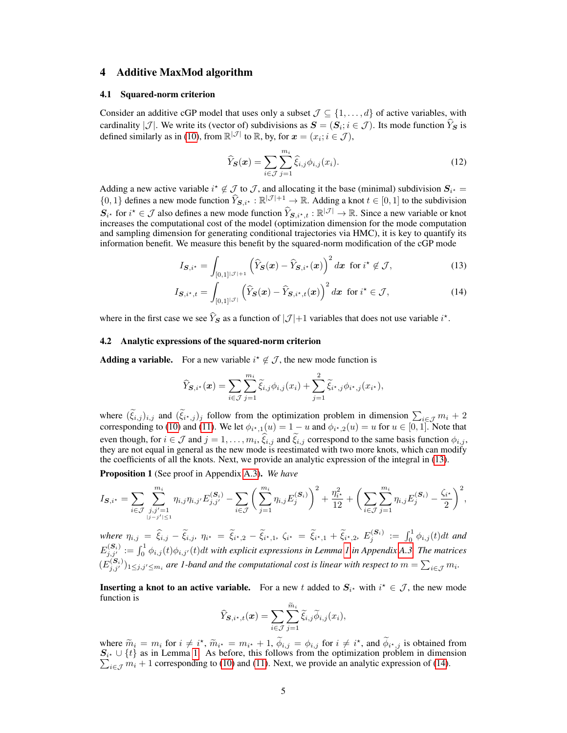# 4 Additive MaxMod algorithm

## 4.1 Squared-norm criterion

Consider an additive cGP model that uses only a subset $\mathcal{J} \subseteq \{1, \dots, d\}$ of active variables, with cardinality $|\mathcal{J}|$. We write its (vector of) subdivisions as $\boldsymbol{S} = (\boldsymbol{S}_i; i \in \mathcal{J})$. Its mode function $\widehat{Y}_{\boldsymbol{S}}$ is defined similarly as in (10), from $\mathbb{R}^{|\mathcal{J}|}$ to $\mathbb{R}$, by, for $\boldsymbol{x} = (x_i; i \in \mathcal{J})$,

$$\widehat{Y}_{\boldsymbol{S}}(\boldsymbol{x}) = \sum_{i \in \mathcal{J}} \sum_{j=1}^{m_i} \widehat{\xi}_{i,j} \phi_{i,j}(x_i). \tag{12}$$

Adding a new active variable $i^\star \notin \mathcal{J}$ to $\mathcal{J}$, and allocating it the base (minimal) subdivision $\boldsymbol{S}_{i^\star} = \{0, 1\}$ defines a new mode function $\widehat{Y}_{\boldsymbol{S}, i^\star} : \mathbb{R}^{|\mathcal{J}|+1} \to \mathbb{R}$. Adding a knot $t \in [0, 1]$ to the subdivision $\boldsymbol{S}_{i^\star}$ for $i^\star \in \mathcal{J}$ also defines a new mode function $\widehat{Y}_{\boldsymbol{S}, i^\star, t} : \mathbb{R}^{|\mathcal{J}|} \to \mathbb{R}$. Since a new variable or knot increases the computational cost of the model (optimization dimension for the mode computation and sampling dimension for generating conditional trajectories via HMC), it is key to quantify its information benefit. We measure this benefit by the squared-norm modification of the cGP mode

$$I_{\boldsymbol{S}, i^\star} = \int_{[0,1]^{|\mathcal{J}|+1}} \left( \widehat{Y}_{\boldsymbol{S}}(\boldsymbol{x}) - \widehat{Y}_{\boldsymbol{S}, i^\star}(\boldsymbol{x}) \right)^2 d\boldsymbol{x} \quad \text{for } i^\star \notin \mathcal{J}, \tag{13}$$

$$I_{\boldsymbol{S}, i^\star, t} = \int_{[0,1]^{|\mathcal{J}|}} \left( \widehat{Y}_{\boldsymbol{S}}(\boldsymbol{x}) - \widehat{Y}_{\boldsymbol{S}, i^\star, t}(\boldsymbol{x}) \right)^2 d\boldsymbol{x} \quad \text{for } i^\star \in \mathcal{J}, \tag{14}$$

where in the first case we see $\widehat{Y}_{\boldsymbol{S}}$ as a function of $|\mathcal{J}|+1$ variables that does not use variable $i^\star$.

## 4.2 Analytic expressions of the squared-norm criterion

**Adding a variable.** For a new variable $i^\star \notin \mathcal{J}$, the new mode function is

$$\widehat{Y}_{\boldsymbol{S}, i^\star}(\boldsymbol{x}) = \sum_{i \in \mathcal{J}} \sum_{j=1}^{m_i} \widetilde{\xi}_{i,j} \phi_{i,j}(x_i) + \sum_{j=1}^{2} \widetilde{\xi}_{i^\star,j} \phi_{i^\star,j}(x_{i^\star}),$$

where $(\widetilde{\xi}_{i,j})_{i,j}$ and $(\widetilde{\xi}_{i^\star,j})_j$ follow from the optimization problem in dimension $\sum_{i \in \mathcal{J}} m_i + 2$ corresponding to (10) and (11). We let $\phi_{i^\star,1}(u) = 1 - u$ and $\phi_{i^\star,2}(u) = u$ for $u \in [0, 1]$. Note that even though, for $i \in \mathcal{J}$ and $j = 1, \dots, m_i$, $\widehat{\xi}_{i,j}$ and $\widetilde{\xi}_{i,j}$ correspond to the same basis function $\phi_{i,j}$, they are not equal in general as the new mode is reestimated with two more knots, which can modify the coefficients of all the knots. Next, we provide an analytic expression of the integral in (13).

**Proposition 1** (See proof in Appendix A.3)**.** *We have*

$$I_{\boldsymbol{S}, i^\star} = \sum_{i \in \mathcal{J}} \sum_{\substack{j,j'=1 \\ |j-j'| \leq 1}}^{m_i} \eta_{i,j} \eta_{i,j'} E_{j,j'}^{(\boldsymbol{S}_i)} - \sum_{i \in \mathcal{J}} \left( \sum_{j=1}^{m_i} \eta_{i,j} E_j^{(\boldsymbol{S}_i)} \right)^2 + \frac{\eta_{i^\star}^2}{12} + \left( \sum_{i \in \mathcal{J}} \sum_{j=1}^{m_i} \eta_{i,j} E_j^{(\boldsymbol{S}_i)} - \frac{\zeta_{i^\star}}{2} \right)^2,$$

*where $\eta_{i,j} = \widehat{\xi}_{i,j} - \widetilde{\xi}_{i,j}$, $\eta_{i^\star} = \widetilde{\xi}_{i^\star,2} - \widetilde{\xi}_{i^\star,1}$, $\zeta_{i^\star} = \widetilde{\xi}_{i^\star,1} + \widetilde{\xi}_{i^\star,2}$, $E_j^{(\boldsymbol{S}_i)} := \int_0^1 \phi_{i,j}(t) dt$ and $E_{j,j'}^{(\boldsymbol{S}_i)} := \int_0^1 \phi_{i,j}(t) \phi_{i,j'}(t) dt$ with explicit expressions in Lemma 1 in Appendix A.3. The matrices $(E_{j,j'}^{(\boldsymbol{S}_i)})_{1 \leq j,j' \leq m_i}$ are 1-band and the computational cost is linear with respect to $m = \sum_{i \in \mathcal{J}} m_i$.*

**Inserting a knot to an active variable.** For a new $t$ added to $\boldsymbol{S}_{i^\star}$ with $i^\star \in \mathcal{J}$, the new mode function is

$$\widehat{Y}_{\boldsymbol{S}, i^\star, t}(\boldsymbol{x}) = \sum_{i \in \mathcal{J}} \sum_{j=1}^{\widetilde{m}_i} \widetilde{\xi}_{i,j} \widetilde{\phi}_{i,j}(x_i),$$

where $\widetilde{m}_i = m_i$ for $i \neq i^\star$, $\widetilde{m}_{i^\star} = m_{i^\star} + 1$, $\widetilde{\phi}_{i,j} = \phi_{i,j}$ for $i \neq i^\star$, and $\widetilde{\phi}_{i^\star,j}$ is obtained from $\boldsymbol{S}_{i^\star} \cup \{t\}$ as in Lemma 1. As before, this follows from the optimization problem in dimension $\sum_{i \in \mathcal{J}} m_i + 1$ corresponding to (10) and (11). Next, we provide an analytic expression of (14).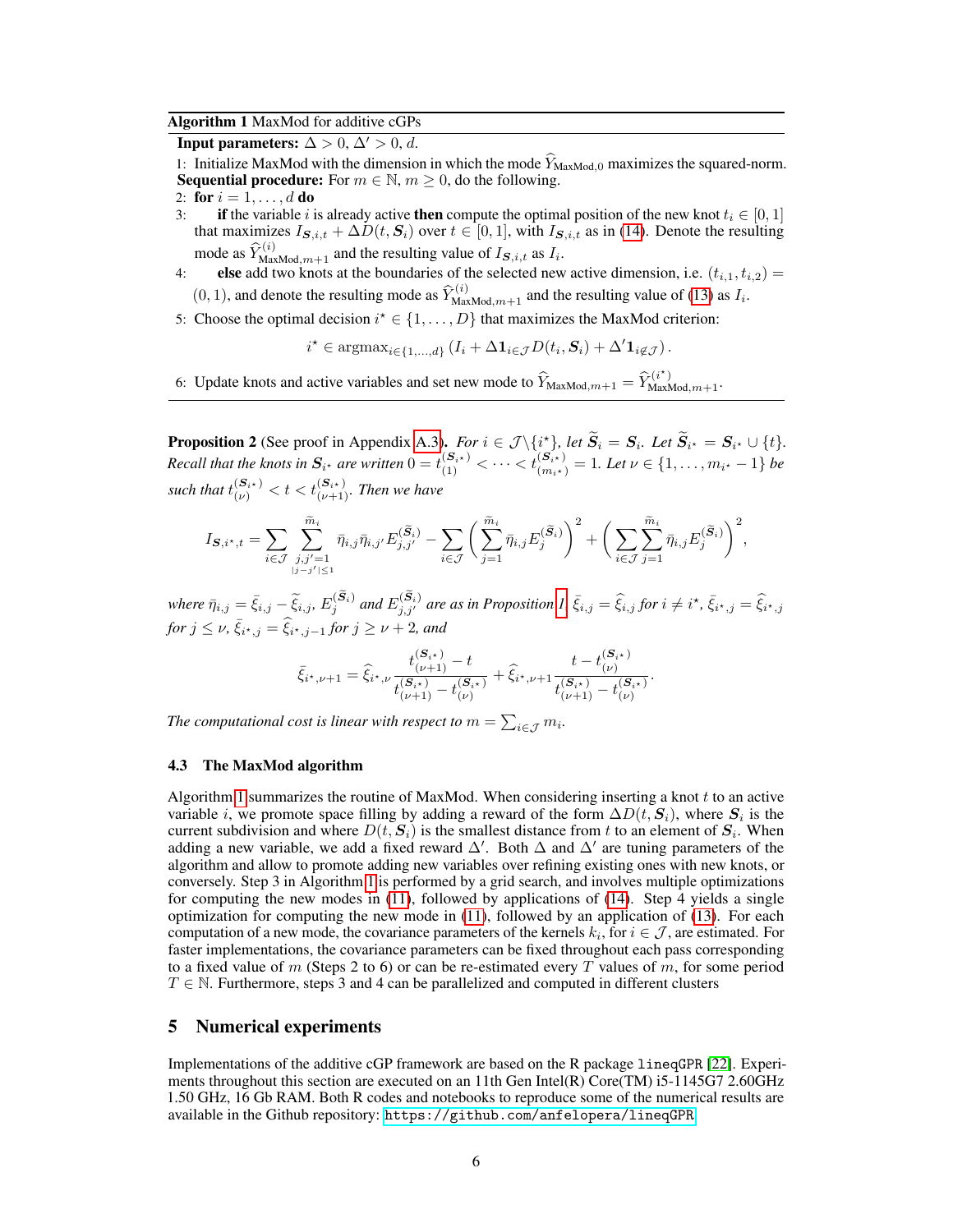**Algorithm 1** MaxMod for additive cGPs

**Input parameters:** $\Delta > 0$, $\Delta' > 0$, $d$.

1: Initialize MaxMod with the dimension in which the mode $\widehat{Y}_{\text{MaxMod},0}$ maximizes the squared-norm.

**Sequential procedure:** For $m \in \mathbb{N}$, $m \geq 0$, do the following.

2: **for** $i = 1, \ldots, d$ **do**

3: **if** the variable $i$ is already active **then** compute the optimal position of the new knot $t_i \in [0, 1]$ that maximizes $I_{\boldsymbol{S},i,t} + \Delta D(t, \boldsymbol{S}_i)$ over $t \in [0, 1]$, with $I_{\boldsymbol{S},i,t}$ as in (14). Denote the resulting mode as $\widehat{Y}^{(i)}_{\text{MaxMod},m+1}$ and the resulting value of $I_{\boldsymbol{S},i,t}$ as $I_i$.

4: **else** add two knots at the boundaries of the selected new active dimension, i.e. $(t_{i,1}, t_{i,2}) = (0, 1)$, and denote the resulting mode as $\widehat{Y}^{(i)}_{\text{MaxMod},m+1}$ and the resulting value of (13) as $I_i$.

5: Choose the optimal decision $i^\star \in \{1, \ldots, D\}$ that maximizes the MaxMod criterion:

$$i^\star \in \operatorname{argmax}_{i \in \{1,\ldots,d\}} \left( I_i + \Delta \mathbf{1}_{i \in \mathcal{J}} D(t_i, \boldsymbol{S}_i) + \Delta' \mathbf{1}_{i \notin \mathcal{J}} \right).$$

6: Update knots and active variables and set new mode to $\widehat{Y}_{\text{MaxMod},m+1} = \widehat{Y}^{(i^\star)}_{\text{MaxMod},m+1}$.

**Proposition 2** (See proof in Appendix A.3). *For $i \in \mathcal{J} \backslash \{i^\star\}$, let $\widetilde{\boldsymbol{S}}_i = \boldsymbol{S}_i$. Let $\widetilde{\boldsymbol{S}}_{i^\star} = \boldsymbol{S}_{i^\star} \cup \{t\}$. Recall that the knots in $\boldsymbol{S}_{i^\star}$ are written $0 = t^{(\boldsymbol{S}_{i^\star})}_{(1)} < \cdots < t^{(\boldsymbol{S}_{i^\star})}_{(m_{i^\star})} = 1$. Let $\nu \in \{1, \ldots, m_{i^\star} - 1\}$ be such that $t^{(\boldsymbol{S}_{i^\star})}_{(\nu)} < t < t^{(\boldsymbol{S}_{i^\star})}_{(\nu+1)}$. Then we have*

$$I_{\boldsymbol{S},i^\star,t} = \sum_{i \in \mathcal{J}} \sum_{\substack{j,j'=1 \\ |j-j'| \leq 1}}^{\widetilde{m}_i} \bar{\eta}_{i,j} \bar{\eta}_{i,j'} E^{(\widetilde{\boldsymbol{S}}_i)}_{j,j'} - \sum_{i \in \mathcal{J}} \left( \sum_{j=1}^{\widetilde{m}_i} \bar{\eta}_{i,j} E^{(\widetilde{\boldsymbol{S}}_i)}_{j} \right)^2 + \left( \sum_{i \in \mathcal{J}} \sum_{j=1}^{\widetilde{m}_i} \bar{\eta}_{i,j} E^{(\widetilde{\boldsymbol{S}}_i)}_{j} \right)^2,$$

*where $\bar{\eta}_{i,j} = \bar{\xi}_{i,j} - \widetilde{\xi}_{i,j}$, $E^{(\widetilde{\boldsymbol{S}}_i)}_{j}$ and $E^{(\widetilde{\boldsymbol{S}}_i)}_{j,j'}$ are as in Proposition 1, $\bar{\xi}_{i,j} = \widehat{\xi}_{i,j}$ for $i \neq i^\star$, $\bar{\xi}_{i^\star,j} = \widehat{\xi}_{i^\star,j}$ for $j \leq \nu$, $\bar{\xi}_{i^\star,j} = \widehat{\xi}_{i^\star,j-1}$ for $j \geq \nu + 2$, and*

$$\bar{\xi}_{i^\star,\nu+1} = \widehat{\xi}_{i^\star,\nu} \frac{t^{(\boldsymbol{S}_{i^\star})}_{(\nu+1)} - t}{t^{(\boldsymbol{S}_{i^\star})}_{(\nu+1)} - t^{(\boldsymbol{S}_{i^\star})}_{(\nu)}} + \widehat{\xi}_{i^\star,\nu+1} \frac{t - t^{(\boldsymbol{S}_{i^\star})}_{(\nu)}}{t^{(\boldsymbol{S}_{i^\star})}_{(\nu+1)} - t^{(\boldsymbol{S}_{i^\star})}_{(\nu)}}.$$

*The computational cost is linear with respect to $m = \sum_{i \in \mathcal{J}} m_i$.*

### 4.3 The MaxMod algorithm

Algorithm 1 summarizes the routine of MaxMod. When considering inserting a knot $t$ to an active variable $i$, we promote space filling by adding a reward of the form $\Delta D(t, \boldsymbol{S}_i)$, where $\boldsymbol{S}_i$ is the current subdivision and where $D(t, \boldsymbol{S}_i)$ is the smallest distance from $t$ to an element of $\boldsymbol{S}_i$. When adding a new variable, we add a fixed reward $\Delta'$. Both $\Delta$ and $\Delta'$ are tuning parameters of the algorithm and allow to promote adding new variables over refining existing ones with new knots, or conversely. Step 3 in Algorithm 1 is performed by a grid search, and involves multiple optimizations for computing the new modes in (11), followed by applications of (14). Step 4 yields a single optimization for computing the new mode in (11), followed by an application of (13). For each computation of a new mode, the covariance parameters of the kernels $k_i$, for $i \in \mathcal{J}$, are estimated. For faster implementations, the covariance parameters can be fixed throughout each pass corresponding to a fixed value of $m$ (Steps 2 to 6) or can be re-estimated every $T$ values of $m$, for some period $T \in \mathbb{N}$. Furthermore, steps 3 and 4 can be parallelized and computed in different clusters

## 5 Numerical experiments

Implementations of the additive cGP framework are based on the R package `lineqGPR` [22]. Experiments throughout this section are executed on an 11th Gen Intel(R) Core(TM) i5-1145G7 2.60GHz 1.50 GHz, 16 Gb RAM. Both R codes and notebooks to reproduce some of the numerical results are available in the Github repository: https://github.com/anfelopera/lineqGPR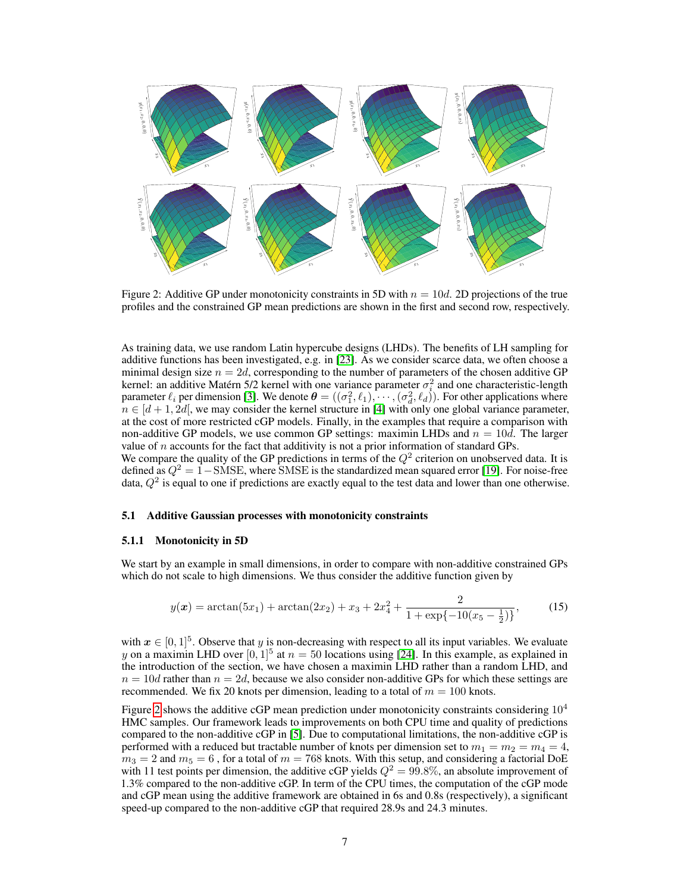Figure 2: Additive GP under monotonicity constraints in 5D with $n = 10d$. 2D projections of the true profiles and the constrained GP mean predictions are shown in the first and second row, respectively.

As training data, we use random Latin hypercube designs (LHDs). The benefits of LH sampling for additive functions has been investigated, e.g. in [23]. As we consider scarce data, we often choose a minimal design size $n = 2d$, corresponding to the number of parameters of the chosen additive GP kernel: an additive Matérn 5/2 kernel with one variance parameter $\sigma_i^2$ and one characteristic-length parameter $\ell_i$ per dimension [3]. We denote $\boldsymbol{\theta} = ((\sigma_1^2, \ell_1), \cdots, (\sigma_d^2, \ell_d))$. For other applications where $n \in [d+1, 2d[$, we may consider the kernel structure in [4] with only one global variance parameter, at the cost of more restricted cGP models. Finally, in the examples that require a comparison with non-additive GP models, we use common GP settings: maximin LHDs and $n = 10d$. The larger value of $n$ accounts for the fact that additivity is not a prior information of standard GPs.
We compare the quality of the GP predictions in terms of the $Q^2$ criterion on unobserved data. It is defined as $Q^2 = 1 - \text{SMSE}$, where SMSE is the standardized mean squared error [19]. For noise-free data, $Q^2$ is equal to one if predictions are exactly equal to the test data and lower than one otherwise.

### 5.1 Additive Gaussian processes with monotonicity constraints

#### 5.1.1 Monotonicity in 5D

We start by an example in small dimensions, in order to compare with non-additive constrained GPs which do not scale to high dimensions. We thus consider the additive function given by

$$y(\boldsymbol{x}) = \arctan(5x_1) + \arctan(2x_2) + x_3 + 2x_4^2 + \frac{2}{1 + \exp\{-10(x_5 - \frac{1}{2})\}}, \tag{15}$$

with $\boldsymbol{x} \in [0, 1]^5$. Observe that $y$ is non-decreasing with respect to all its input variables. We evaluate $y$ on a maximin LHD over $[0, 1]^5$ at $n = 50$ locations using [24]. In this example, as explained in the introduction of the section, we have chosen a maximin LHD rather than a random LHD, and $n = 10d$ rather than $n = 2d$, because we also consider non-additive GPs for which these settings are recommended. We fix 20 knots per dimension, leading to a total of $m = 100$ knots.

Figure 2 shows the additive cGP mean prediction under monotonicity constraints considering $10^4$ HMC samples. Our framework leads to improvements on both CPU time and quality of predictions compared to the non-additive cGP in [5]. Due to computational limitations, the non-additive cGP is performed with a reduced but tractable number of knots per dimension set to $m_1 = m_2 = m_4 = 4$, $m_3 = 2$ and $m_5 = 6$ , for a total of $m = 768$ knots. With this setup, and considering a factorial DoE with 11 test points per dimension, the additive cGP yields $Q^2 = 99.8\%$, an absolute improvement of 1.3% compared to the non-additive cGP. In term of the CPU times, the computation of the cGP mode and cGP mean using the additive framework are obtained in 6s and 0.8s (respectively), a significant speed-up compared to the non-additive cGP that required 28.9s and 24.3 minutes.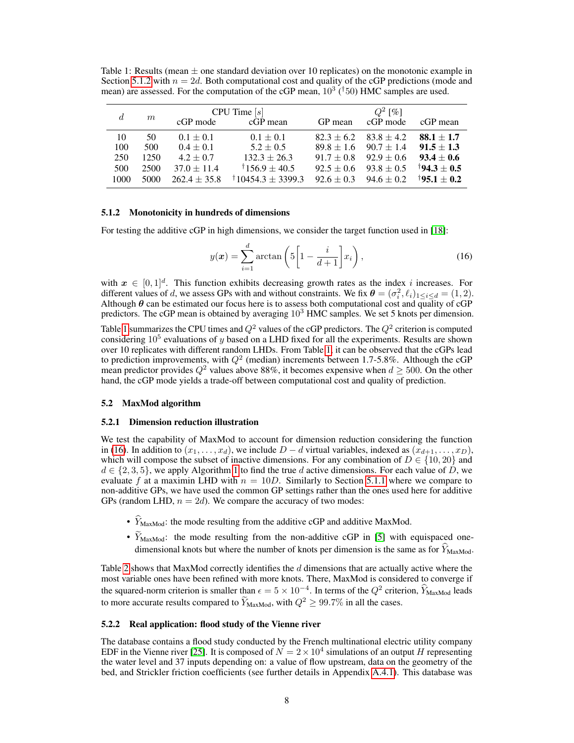Table 1: Results (mean ± one standard deviation over 10 replicates) on the monotonic example in Section 5.1.2 with $n = 2d$. Both computational cost and quality of the cGP predictions (mode and mean) are assessed. For the computation of the cGP mean, $10^3$ ($^\dagger 50$) HMC samples are used.

| $d$ | $m$ | CPU Time [$s$] | | $Q^2$ [%] | | |
|---|---|---|---|---|---|---|
| | | cGP mode | cGP mean | GP mean | cGP mode | cGP mean |
| 10 | 50 | $0.1 \pm 0.1$ | $0.1 \pm 0.1$ | $82.3 \pm 6.2$ | $83.8 \pm 4.2$ | $\mathbf{88.1 \pm 1.7}$ |
| 100 | 500 | $0.4 \pm 0.1$ | $5.2 \pm 0.5$ | $89.8 \pm 1.6$ | $90.7 \pm 1.4$ | $\mathbf{91.5 \pm 1.3}$ |
| 250 | 1250 | $4.2 \pm 0.7$ | $132.3 \pm 26.3$ | $91.7 \pm 0.8$ | $92.9 \pm 0.6$ | $\mathbf{93.4 \pm 0.6}$ |
| 500 | 2500 | $37.0 \pm 11.4$ | $^\dagger 156.9 \pm 40.5$ | $92.5 \pm 0.6$ | $93.8 \pm 0.5$ | $^\dagger\mathbf{94.3 \pm 0.5}$ |
| 1000 | 5000 | $262.4 \pm 35.8$ | $^\dagger 10454.3 \pm 3399.3$ | $92.6 \pm 0.3$ | $94.6 \pm 0.2$ | $^\dagger\mathbf{95.1 \pm 0.2}$ |

#### 5.1.2 Monotonicity in hundreds of dimensions

For testing the additive cGP in high dimensions, we consider the target function used in [18]:

$$y(\boldsymbol{x}) = \sum_{i=1}^{d} \arctan\left(5\left[1 - \frac{i}{d+1}\right] x_i\right), \tag{16}$$

with $\boldsymbol{x} \in [0,1]^d$. This function exhibits decreasing growth rates as the index $i$ increases. For different values of $d$, we assess GPs with and without constraints. We fix $\boldsymbol{\theta} = (\sigma_i^2, \ell_i)_{1 \leq i \leq d} = (1, 2)$. Although $\boldsymbol{\theta}$ can be estimated our focus here is to assess both computational cost and quality of cGP predictors. The cGP mean is obtained by averaging $10^3$ HMC samples. We set 5 knots per dimension.

Table 1 summarizes the CPU times and $Q^2$ values of the cGP predictors. The $Q^2$ criterion is computed considering $10^5$ evaluations of $y$ based on a LHD fixed for all the experiments. Results are shown over 10 replicates with different random LHDs. From Table 1, it can be observed that the cGPs lead to prediction improvements, with $Q^2$ (median) increments between 1.7-5.8%. Although the cGP mean predictor provides $Q^2$ values above 88%, it becomes expensive when $d \geq 500$. On the other hand, the cGP mode yields a trade-off between computational cost and quality of prediction.

### 5.2 MaxMod algorithm

#### 5.2.1 Dimension reduction illustration

We test the capability of MaxMod to account for dimension reduction considering the function in (16). In addition to $(x_1, \ldots, x_d)$, we include $D - d$ virtual variables, indexed as $(x_{d+1}, \ldots, x_D)$, which will compose the subset of inactive dimensions. For any combination of $D \in \{10, 20\}$ and $d \in \{2, 3, 5\}$, we apply Algorithm 1 to find the true $d$ active dimensions. For each value of $D$, we evaluate $f$ at a maximin LHD with $n = 10D$. Similarly to Section 5.1.1 where we compare to non-additive GPs, we have used the common GP settings rather than the ones used here for additive GPs (random LHD, $n = 2d$). We compare the accuracy of two modes:

- $\widehat{Y}_{\text{MaxMod}}$: the mode resulting from the additive cGP and additive MaxMod.
- $\widetilde{Y}_{\text{MaxMod}}$: the mode resulting from the non-additive cGP in [5] with equispaced one-dimensional knots but where the number of knots per dimension is the same as for $\widehat{Y}_{\text{MaxMod}}$.

Table 2 shows that MaxMod correctly identifies the $d$ dimensions that are actually active where the most variable ones have been refined with more knots. There, MaxMod is considered to converge if the squared-norm criterion is smaller than $\epsilon = 5 \times 10^{-4}$. In terms of the $Q^2$ criterion, $\widehat{Y}_{\text{MaxMod}}$ leads to more accurate results compared to $\widetilde{Y}_{\text{MaxMod}}$, with $Q^2 \geq 99.7\%$ in all the cases.

#### 5.2.2 Real application: flood study of the Vienne river

The database contains a flood study conducted by the French multinational electric utility company EDF in the Vienne river [25]. It is composed of $N = 2 \times 10^4$ simulations of an output $H$ representing the water level and 37 inputs depending on: a value of flow upstream, data on the geometry of the bed, and Strickler friction coefficients (see further details in Appendix A.4.1). This database was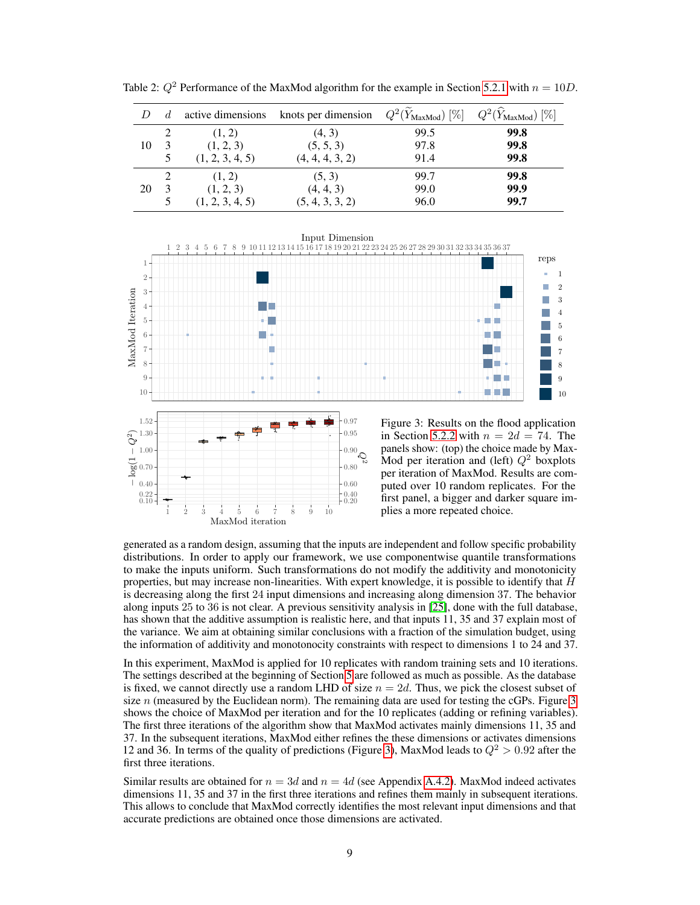Table 2: $Q^2$ Performance of the MaxMod algorithm for the example in Section 5.2.1 with $n = 10D$.

| $D$ | $d$ | active dimensions | knots per dimension | $Q^2(\widetilde{Y}_{\text{MaxMod}})$ [%] | $Q^2(\widehat{Y}_{\text{MaxMod}})$ [%] |
|---|---|---|---|---|---|
| 10 | 2 | (1, 2) | (4, 3) | 99.5 | **99.8** |
|  | 3 | (1, 2, 3) | (5, 5, 3) | 97.8 | **99.8** |
|  | 5 | (1, 2, 3, 4, 5) | (4, 4, 4, 3, 2) | 91.4 | **99.8** |
| 20 | 2 | (1, 2) | (5, 3) | 99.7 | **99.8** |
|  | 3 | (1, 2, 3) | (4, 4, 3) | 99.0 | **99.9** |
|  | 5 | (1, 2, 3, 4, 5) | (5, 4, 3, 3, 2) | 96.0 | **99.7** |

Figure 3: Results on the flood application in Section 5.2.2 with $n = 2d = 74$. The panels show: (top) the choice made by MaxMod per iteration and (left) $Q^2$ boxplots per iteration of MaxMod. Results are computed over 10 random replicates. For the first panel, a bigger and darker square implies a more repeated choice.

generated as a random design, assuming that the inputs are independent and follow specific probability distributions. In order to apply our framework, we use componentwise quantile transformations to make the inputs uniform. Such transformations do not modify the additivity and monotonicity properties, but may increase non-linearities. With expert knowledge, it is possible to identify that $H$ is decreasing along the first 24 input dimensions and increasing along dimension 37. The behavior along inputs 25 to 36 is not clear. A previous sensitivity analysis in [25], done with the full database, has shown that the additive assumption is realistic here, and that inputs 11, 35 and 37 explain most of the variance. We aim at obtaining similar conclusions with a fraction of the simulation budget, using the information of additivity and monotonicity constraints with respect to dimensions 1 to 24 and 37.

In this experiment, MaxMod is applied for 10 replicates with random training sets and 10 iterations. The settings described at the beginning of Section 5 are followed as much as possible. As the database is fixed, we cannot directly use a random LHD of size $n = 2d$. Thus, we pick the closest subset of size $n$ (measured by the Euclidean norm). The remaining data are used for testing the cGPs. Figure 3 shows the choice of MaxMod per iteration and for the 10 replicates (adding or refining variables). The first three iterations of the algorithm show that MaxMod activates mainly dimensions 11, 35 and 37. In the subsequent iterations, MaxMod either refines the these dimensions or activates dimensions 12 and 36. In terms of the quality of predictions (Figure 3), MaxMod leads to $Q^2 > 0.92$ after the first three iterations.

Similar results are obtained for $n = 3d$ and $n = 4d$ (see Appendix A.4.2). MaxMod indeed activates dimensions 11, 35 and 37 in the first three iterations and refines them mainly in subsequent iterations. This allows to conclude that MaxMod correctly identifies the most relevant input dimensions and that accurate predictions are obtained once those dimensions are activated.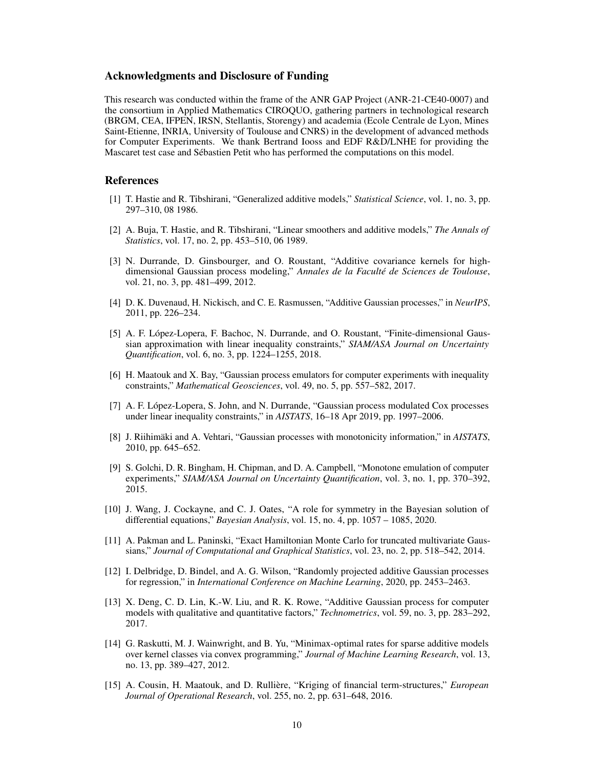## Acknowledgments and Disclosure of Funding

This research was conducted within the frame of the ANR GAP Project (ANR-21-CE40-0007) and the consortium in Applied Mathematics CIROQUO, gathering partners in technological research (BRGM, CEA, IFPEN, IRSN, Stellantis, Storengy) and academia (Ecole Centrale de Lyon, Mines Saint-Etienne, INRIA, University of Toulouse and CNRS) in the development of advanced methods for Computer Experiments. We thank Bertrand Iooss and EDF R&D/LNHE for providing the Mascaret test case and Sébastien Petit who has performed the computations on this model.

## References

[1] T. Hastie and R. Tibshirani, "Generalized additive models," *Statistical Science*, vol. 1, no. 3, pp. 297–310, 08 1986.

[2] A. Buja, T. Hastie, and R. Tibshirani, "Linear smoothers and additive models," *The Annals of Statistics*, vol. 17, no. 2, pp. 453–510, 06 1989.

[3] N. Durrande, D. Ginsbourger, and O. Roustant, "Additive covariance kernels for high-dimensional Gaussian process modeling," *Annales de la Faculté de Sciences de Toulouse*, vol. 21, no. 3, pp. 481–499, 2012.

[4] D. K. Duvenaud, H. Nickisch, and C. E. Rasmussen, "Additive Gaussian processes," in *NeurIPS*, 2011, pp. 226–234.

[5] A. F. López-Lopera, F. Bachoc, N. Durrande, and O. Roustant, "Finite-dimensional Gaussian approximation with linear inequality constraints," *SIAM/ASA Journal on Uncertainty Quantification*, vol. 6, no. 3, pp. 1224–1255, 2018.

[6] H. Maatouk and X. Bay, "Gaussian process emulators for computer experiments with inequality constraints," *Mathematical Geosciences*, vol. 49, no. 5, pp. 557–582, 2017.

[7] A. F. López-Lopera, S. John, and N. Durrande, "Gaussian process modulated Cox processes under linear inequality constraints," in *AISTATS*, 16–18 Apr 2019, pp. 1997–2006.

[8] J. Riihimäki and A. Vehtari, "Gaussian processes with monotonicity information," in *AISTATS*, 2010, pp. 645–652.

[9] S. Golchi, D. R. Bingham, H. Chipman, and D. A. Campbell, "Monotone emulation of computer experiments," *SIAM/ASA Journal on Uncertainty Quantification*, vol. 3, no. 1, pp. 370–392, 2015.

[10] J. Wang, J. Cockayne, and C. J. Oates, "A role for symmetry in the Bayesian solution of differential equations," *Bayesian Analysis*, vol. 15, no. 4, pp. 1057 – 1085, 2020.

[11] A. Pakman and L. Paninski, "Exact Hamiltonian Monte Carlo for truncated multivariate Gaussians," *Journal of Computational and Graphical Statistics*, vol. 23, no. 2, pp. 518–542, 2014.

[12] I. Delbridge, D. Bindel, and A. G. Wilson, "Randomly projected additive Gaussian processes for regression," in *International Conference on Machine Learning*, 2020, pp. 2453–2463.

[13] X. Deng, C. D. Lin, K.-W. Liu, and R. K. Rowe, "Additive Gaussian process for computer models with qualitative and quantitative factors," *Technometrics*, vol. 59, no. 3, pp. 283–292, 2017.

[14] G. Raskutti, M. J. Wainwright, and B. Yu, "Minimax-optimal rates for sparse additive models over kernel classes via convex programming," *Journal of Machine Learning Research*, vol. 13, no. 13, pp. 389–427, 2012.

[15] A. Cousin, H. Maatouk, and D. Rullière, "Kriging of financial term-structures," *European Journal of Operational Research*, vol. 255, no. 2, pp. 631–648, 2016.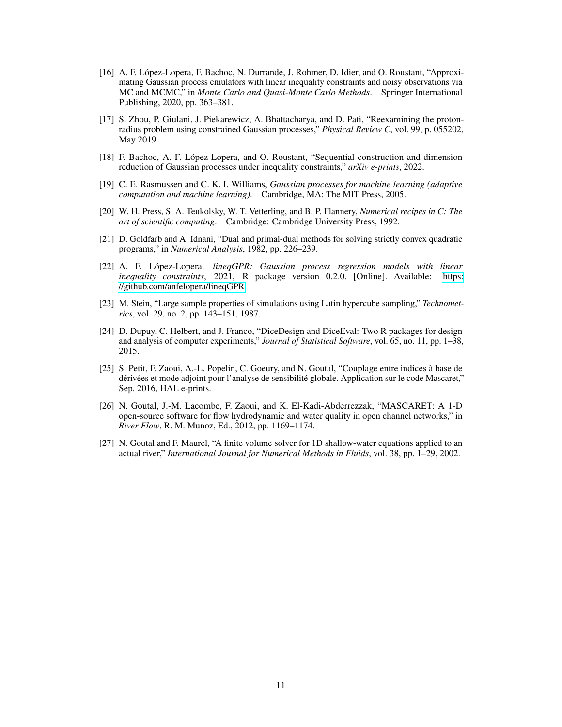[16] A. F. López-Lopera, F. Bachoc, N. Durrande, J. Rohmer, D. Idier, and O. Roustant, "Approximating Gaussian process emulators with linear inequality constraints and noisy observations via MC and MCMC," in *Monte Carlo and Quasi-Monte Carlo Methods*. Springer International Publishing, 2020, pp. 363–381.

[17] S. Zhou, P. Giulani, J. Piekarewicz, A. Bhattacharya, and D. Pati, "Reexamining the proton-radius problem using constrained Gaussian processes," *Physical Review C*, vol. 99, p. 055202, May 2019.

[18] F. Bachoc, A. F. López-Lopera, and O. Roustant, "Sequential construction and dimension reduction of Gaussian processes under inequality constraints," *arXiv e-prints*, 2022.

[19] C. E. Rasmussen and C. K. I. Williams, *Gaussian processes for machine learning (adaptive computation and machine learning)*. Cambridge, MA: The MIT Press, 2005.

[20] W. H. Press, S. A. Teukolsky, W. T. Vetterling, and B. P. Flannery, *Numerical recipes in C: The art of scientific computing*. Cambridge: Cambridge University Press, 1992.

[21] D. Goldfarb and A. Idnani, "Dual and primal-dual methods for solving strictly convex quadratic programs," in *Numerical Analysis*, 1982, pp. 226–239.

[22] A. F. López-Lopera, *lineqGPR: Gaussian process regression models with linear inequality constraints*, 2021, R package version 0.2.0. [Online]. Available: https://github.com/anfelopera/lineqGPR

[23] M. Stein, "Large sample properties of simulations using Latin hypercube sampling," *Technometrics*, vol. 29, no. 2, pp. 143–151, 1987.

[24] D. Dupuy, C. Helbert, and J. Franco, "DiceDesign and DiceEval: Two R packages for design and analysis of computer experiments," *Journal of Statistical Software*, vol. 65, no. 11, pp. 1–38, 2015.

[25] S. Petit, F. Zaoui, A.-L. Popelin, C. Goeury, and N. Goutal, "Couplage entre indices à base de dérivées et mode adjoint pour l'analyse de sensibilité globale. Application sur le code Mascaret," Sep. 2016, HAL e-prints.

[26] N. Goutal, J.-M. Lacombe, F. Zaoui, and K. El-Kadi-Abderrezzak, "MASCARET: A 1-D open-source software for flow hydrodynamic and water quality in open channel networks," in *River Flow*, R. M. Munoz, Ed., 2012, pp. 1169–1174.

[27] N. Goutal and F. Maurel, "A finite volume solver for 1D shallow-water equations applied to an actual river," *International Journal for Numerical Methods in Fluids*, vol. 38, pp. 1–29, 2002.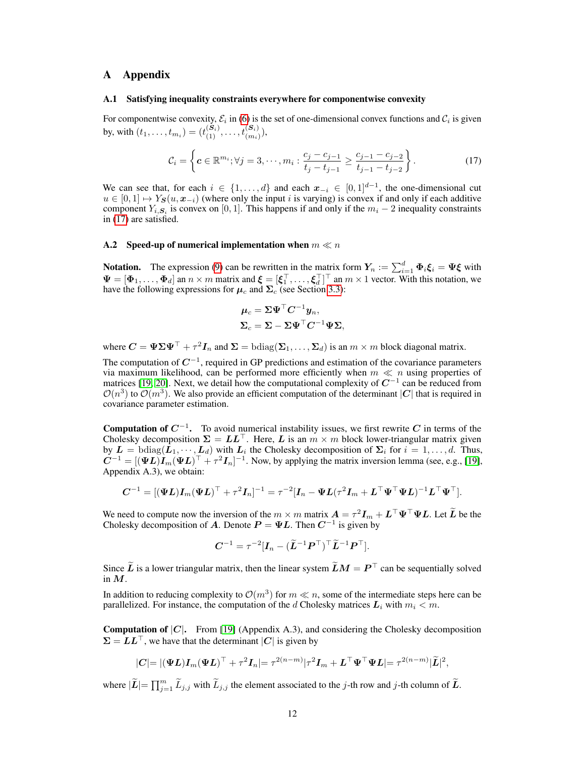# A Appendix

## A.1 Satisfying inequality constraints everywhere for componentwise convexity

For componentwise convexity, $\mathcal{E}_i$ in (6) is the set of one-dimensional convex functions and $\mathcal{C}_i$ is given by, with $(t_1, \ldots, t_{m_i}) = (t^{(\boldsymbol{S}_i)}_{(1)}, \ldots, t^{(\boldsymbol{S}_i)}_{(m_i)})$,

$$\mathcal{C}_i = \left\{ \boldsymbol{c} \in \mathbb{R}^{m_i}; \forall j = 3, \cdots, m_i : \frac{c_j - c_{j-1}}{t_j - t_{j-1}} \geq \frac{c_{j-1} - c_{j-2}}{t_{j-1} - t_{j-2}} \right\}. \tag{17}$$

We can see that, for each $i \in \{1, \ldots, d\}$ and each $\boldsymbol{x}_{-i} \in [0,1]^{d-1}$, the one-dimensional cut $u \in [0,1] \mapsto Y_{\boldsymbol{S}}(u, \boldsymbol{x}_{-i})$ (where only the input $i$ is varying) is convex if and only if each additive component $Y_{i,\boldsymbol{S}_i}$ is convex on $[0,1]$. This happens if and only if the $m_i - 2$ inequality constraints in (17) are satisfied.

## A.2 Speed-up of numerical implementation when $m \ll n$

**Notation.** The expression (9) can be rewritten in the matrix form $\boldsymbol{Y}_n := \sum_{i=1}^{d} \boldsymbol{\Phi}_i \boldsymbol{\xi}_i = \boldsymbol{\Psi}\boldsymbol{\xi}$ with $\boldsymbol{\Psi} = [\boldsymbol{\Phi}_1, \ldots, \boldsymbol{\Phi}_d]$ an $n \times m$ matrix and $\boldsymbol{\xi} = [\boldsymbol{\xi}_1^\top, \ldots, \boldsymbol{\xi}_d^\top]^\top$ an $m \times 1$ vector. With this notation, we have the following expressions for $\boldsymbol{\mu}_c$ and $\boldsymbol{\Sigma}_c$ (see Section 3.3):

$$\boldsymbol{\mu}_c = \boldsymbol{\Sigma}\boldsymbol{\Psi}^\top \boldsymbol{C}^{-1} \boldsymbol{y}_n,$$
$$\boldsymbol{\Sigma}_c = \boldsymbol{\Sigma} - \boldsymbol{\Sigma}\boldsymbol{\Psi}^\top \boldsymbol{C}^{-1} \boldsymbol{\Psi}\boldsymbol{\Sigma},$$

where $\boldsymbol{C} = \boldsymbol{\Psi}\boldsymbol{\Sigma}\boldsymbol{\Psi}^\top + \tau^2 \boldsymbol{I}_n$ and $\boldsymbol{\Sigma} = \mathrm{bdiag}(\boldsymbol{\Sigma}_1, \ldots, \boldsymbol{\Sigma}_d)$ is an $m \times m$ block diagonal matrix.

The computation of $\boldsymbol{C}^{-1}$, required in GP predictions and estimation of the covariance parameters via maximum likelihood, can be performed more efficiently when $m \ll n$ using properties of matrices [19, 20]. Next, we detail how the computational complexity of $\boldsymbol{C}^{-1}$ can be reduced from $\mathcal{O}(n^3)$ to $\mathcal{O}(m^3)$. We also provide an efficient computation of the determinant $|\boldsymbol{C}|$ that is required in covariance parameter estimation.

**Computation of $\boldsymbol{C}^{-1}$.** To avoid numerical instability issues, we first rewrite $\boldsymbol{C}$ in terms of the Cholesky decomposition $\boldsymbol{\Sigma} = \boldsymbol{L}\boldsymbol{L}^\top$. Here, $\boldsymbol{L}$ is an $m \times m$ block lower-triangular matrix given by $\boldsymbol{L} = \mathrm{bdiag}(\boldsymbol{L}_1, \cdots, \boldsymbol{L}_d)$ with $\boldsymbol{L}_i$ the Cholesky decomposition of $\boldsymbol{\Sigma}_i$ for $i = 1, \ldots, d$. Thus, $\boldsymbol{C}^{-1} = [(\boldsymbol{\Psi}\boldsymbol{L})\boldsymbol{I}_m(\boldsymbol{\Psi}\boldsymbol{L})^\top + \tau^2 \boldsymbol{I}_n]^{-1}$. Now, by applying the matrix inversion lemma (see, e.g., [19], Appendix A.3), we obtain:

$$\boldsymbol{C}^{-1} = [(\boldsymbol{\Psi}\boldsymbol{L})\boldsymbol{I}_m(\boldsymbol{\Psi}\boldsymbol{L})^\top + \tau^2 \boldsymbol{I}_n]^{-1} = \tau^{-2}[\boldsymbol{I}_n - \boldsymbol{\Psi}\boldsymbol{L}(\tau^2 \boldsymbol{I}_m + \boldsymbol{L}^\top \boldsymbol{\Psi}^\top \boldsymbol{\Psi}\boldsymbol{L})^{-1} \boldsymbol{L}^\top \boldsymbol{\Psi}^\top].$$

We need to compute now the inversion of the $m \times m$ matrix $\boldsymbol{A} = \tau^2 \boldsymbol{I}_m + \boldsymbol{L}^\top \boldsymbol{\Psi}^\top \boldsymbol{\Psi}\boldsymbol{L}$. Let $\widetilde{\boldsymbol{L}}$ be the Cholesky decomposition of $\boldsymbol{A}$. Denote $\boldsymbol{P} = \boldsymbol{\Psi}\boldsymbol{L}$. Then $\boldsymbol{C}^{-1}$ is given by

$$\boldsymbol{C}^{-1} = \tau^{-2}[\boldsymbol{I}_n - (\widetilde{\boldsymbol{L}}^{-1}\boldsymbol{P}^\top)^\top \widetilde{\boldsymbol{L}}^{-1}\boldsymbol{P}^\top].$$

Since $\widetilde{\boldsymbol{L}}$ is a lower triangular matrix, then the linear system $\widetilde{\boldsymbol{L}}\boldsymbol{M} = \boldsymbol{P}^\top$ can be sequentially solved in $\boldsymbol{M}$.

In addition to reducing complexity to $\mathcal{O}(m^3)$ for $m \ll n$, some of the intermediate steps here can be parallelized. For instance, the computation of the $d$ Cholesky matrices $\boldsymbol{L}_i$ with $m_i < m$.

**Computation of $|\boldsymbol{C}|$.** From [19] (Appendix A.3), and considering the Cholesky decomposition $\boldsymbol{\Sigma} = \boldsymbol{L}\boldsymbol{L}^\top$, we have that the determinant $|\boldsymbol{C}|$ is given by

$$|\boldsymbol{C}| = |(\boldsymbol{\Psi}\boldsymbol{L})\boldsymbol{I}_m(\boldsymbol{\Psi}\boldsymbol{L})^\top + \tau^2 \boldsymbol{I}_n| = \tau^{2(n-m)} |\tau^2 \boldsymbol{I}_m + \boldsymbol{L}^\top \boldsymbol{\Psi}^\top \boldsymbol{\Psi}\boldsymbol{L}| = \tau^{2(n-m)} |\widetilde{\boldsymbol{L}}|^2,$$

where $|\widetilde{\boldsymbol{L}}| = \prod_{j=1}^{m} \widetilde{L}_{j,j}$ with $\widetilde{L}_{j,j}$ the element associated to the $j$-th row and $j$-th column of $\widetilde{\boldsymbol{L}}$.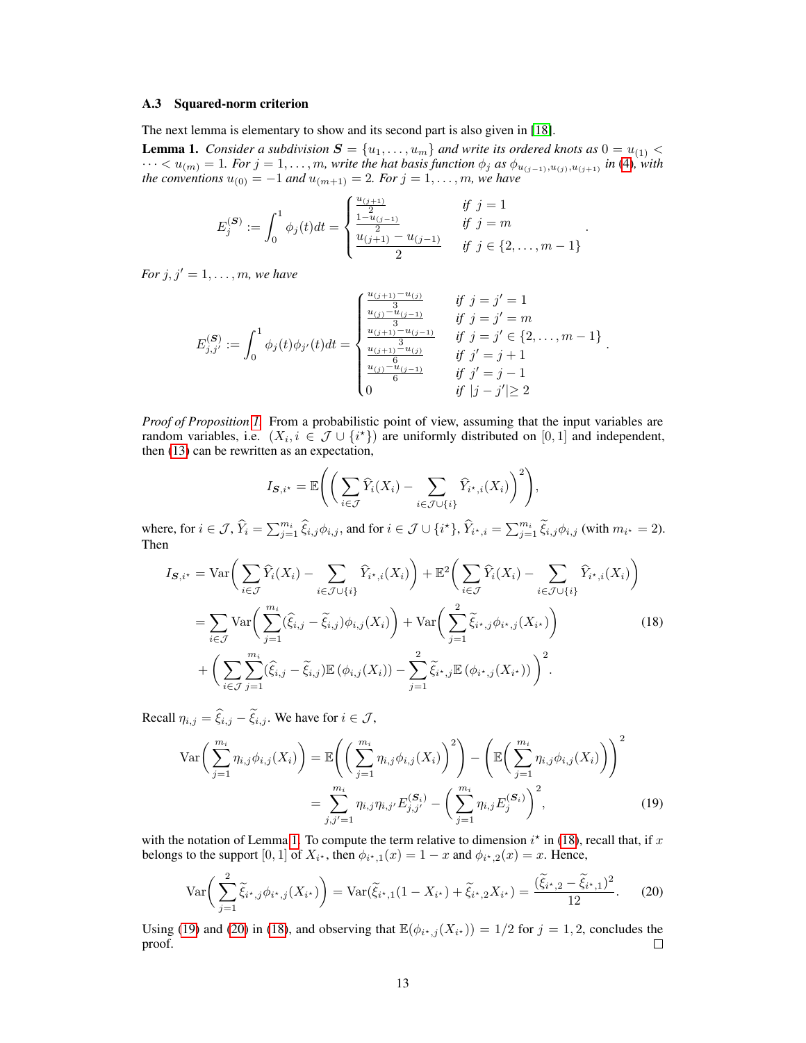### A.3 Squared-norm criterion

The next lemma is elementary to show and its second part is also given in [18].

**Lemma 1.** *Consider a subdivision $\boldsymbol{S} = \{u_1, \dots, u_m\}$ and write its ordered knots as $0 = u_{(1)} < \dots < u_{(m)} = 1$. For $j = 1, \dots, m$, write the hat basis function $\phi_j$ as $\phi_{u_{(j-1)}, u_{(j)}, u_{(j+1)}}$ in (4), with the conventions $u_{(0)} = -1$ and $u_{(m+1)} = 2$. For $j = 1, \dots, m$, we have*

$$E_j^{(\boldsymbol{S})} := \int_0^1 \phi_j(t)dt = \begin{cases} \frac{u_{(j+1)}}{2} & \text{if } j = 1 \\ \frac{1-u_{(j-1)}}{2} & \text{if } j = m \\ \dfrac{u_{(j+1)} - u_{(j-1)}}{2} & \text{if } j \in \{2, \dots, m-1\} \end{cases}.$$

*For $j, j' = 1, \dots, m$, we have*

$$E_{j,j'}^{(\boldsymbol{S})} := \int_0^1 \phi_j(t)\phi_{j'}(t)dt = \begin{cases} \frac{u_{(j+1)} - u_{(j)}}{3} & \text{if } j = j' = 1 \\ \frac{u_{(j)} - u_{(j-1)}}{3} & \text{if } j = j' = m \\ \frac{u_{(j+1)} - u_{(j-1)}}{3} & \text{if } j = j' \in \{2, \dots, m-1\} \\ \frac{u_{(j+1)} - u_{(j)}}{6} & \text{if } j' = j + 1 \\ \frac{u_{(j)} - u_{(j-1)}}{6} & \text{if } j' = j - 1 \\ 0 & \text{if } |j - j'| \geq 2 \end{cases}.$$

*Proof of Proposition 1.* From a probabilistic point of view, assuming that the input variables are random variables, i.e. $(X_i, i \in \mathcal{J} \cup \{i^\star\})$ are uniformly distributed on $[0, 1]$ and independent, then (13) can be rewritten as an expectation,

$$I_{\boldsymbol{S}, i^\star} = \mathbb{E}\Bigg( \bigg( \sum_{i \in \mathcal{J}} \widehat{Y}_i(X_i) - \sum_{i \in \mathcal{J} \cup \{i\}} \widehat{Y}_{i^\star, i}(X_i) \bigg)^2 \Bigg),$$

where, for $i \in \mathcal{J}$, $\widehat{Y}_i = \sum_{j=1}^{m_i} \widehat{\xi}_{i,j}\phi_{i,j}$, and for $i \in \mathcal{J} \cup \{i^\star\}$, $\widehat{Y}_{i^\star, i} = \sum_{j=1}^{m_i} \widetilde{\xi}_{i,j}\phi_{i,j}$ (with $m_{i^\star} = 2$). Then

$$\begin{aligned} I_{\boldsymbol{S}, i^\star} &= \mathrm{Var}\bigg( \sum_{i \in \mathcal{J}} \widehat{Y}_i(X_i) - \sum_{i \in \mathcal{J} \cup \{i\}} \widehat{Y}_{i^\star, i}(X_i) \bigg) + \mathbb{E}^2\bigg( \sum_{i \in \mathcal{J}} \widehat{Y}_i(X_i) - \sum_{i \in \mathcal{J} \cup \{i\}} \widehat{Y}_{i^\star, i}(X_i) \bigg) \\ &= \sum_{i \in \mathcal{J}} \mathrm{Var}\bigg( \sum_{j=1}^{m_i} (\widehat{\xi}_{i,j} - \widetilde{\xi}_{i,j})\phi_{i,j}(X_i) \bigg) + \mathrm{Var}\bigg( \sum_{j=1}^{2} \widetilde{\xi}_{i^\star, j}\phi_{i^\star, j}(X_{i^\star}) \bigg) \\ &\quad + \bigg( \sum_{i \in \mathcal{J}} \sum_{j=1}^{m_i} (\widehat{\xi}_{i,j} - \widetilde{\xi}_{i,j})\mathbb{E}\left(\phi_{i,j}(X_i)\right) - \sum_{j=1}^{2} \widetilde{\xi}_{i^\star, j}\mathbb{E}\left(\phi_{i^\star, j}(X_{i^\star})\right) \bigg)^2. \end{aligned} \tag{18}$$

Recall $\eta_{i,j} = \widehat{\xi}_{i,j} - \widetilde{\xi}_{i,j}$. We have for $i \in \mathcal{J}$,

$$\begin{aligned} \mathrm{Var}\bigg( \sum_{j=1}^{m_i} \eta_{i,j}\phi_{i,j}(X_i) \bigg) &= \mathbb{E}\Bigg( \bigg( \sum_{j=1}^{m_i} \eta_{i,j}\phi_{i,j}(X_i) \bigg)^2 \Bigg) - \Bigg( \mathbb{E}\bigg( \sum_{j=1}^{m_i} \eta_{i,j}\phi_{i,j}(X_i) \bigg) \Bigg)^2 \\ &= \sum_{j,j'=1}^{m_i} \eta_{i,j}\eta_{i,j'} E_{j,j'}^{(\boldsymbol{S}_i)} - \bigg( \sum_{j=1}^{m_i} \eta_{i,j} E_j^{(\boldsymbol{S}_i)} \bigg)^2, \end{aligned} \tag{19}$$

with the notation of Lemma 1. To compute the term relative to dimension $i^\star$ in (18), recall that, if $x$ belongs to the support $[0, 1]$ of $X_{i^\star}$, then $\phi_{i^\star,1}(x) = 1 - x$ and $\phi_{i^\star,2}(x) = x$. Hence,

$$\mathrm{Var}\bigg( \sum_{j=1}^{2} \widetilde{\xi}_{i^\star, j}\phi_{i^\star, j}(X_{i^\star}) \bigg) = \mathrm{Var}(\widetilde{\xi}_{i^\star,1}(1 - X_{i^\star}) + \widetilde{\xi}_{i^\star,2}X_{i^\star}) = \frac{(\widetilde{\xi}_{i^\star,2} - \widetilde{\xi}_{i^\star,1})^2}{12}. \tag{20}$$

Using (19) and (20) in (18), and observing that $\mathbb{E}(\phi_{i^\star,j}(X_{i^\star})) = 1/2$ for $j = 1, 2$, concludes the proof. □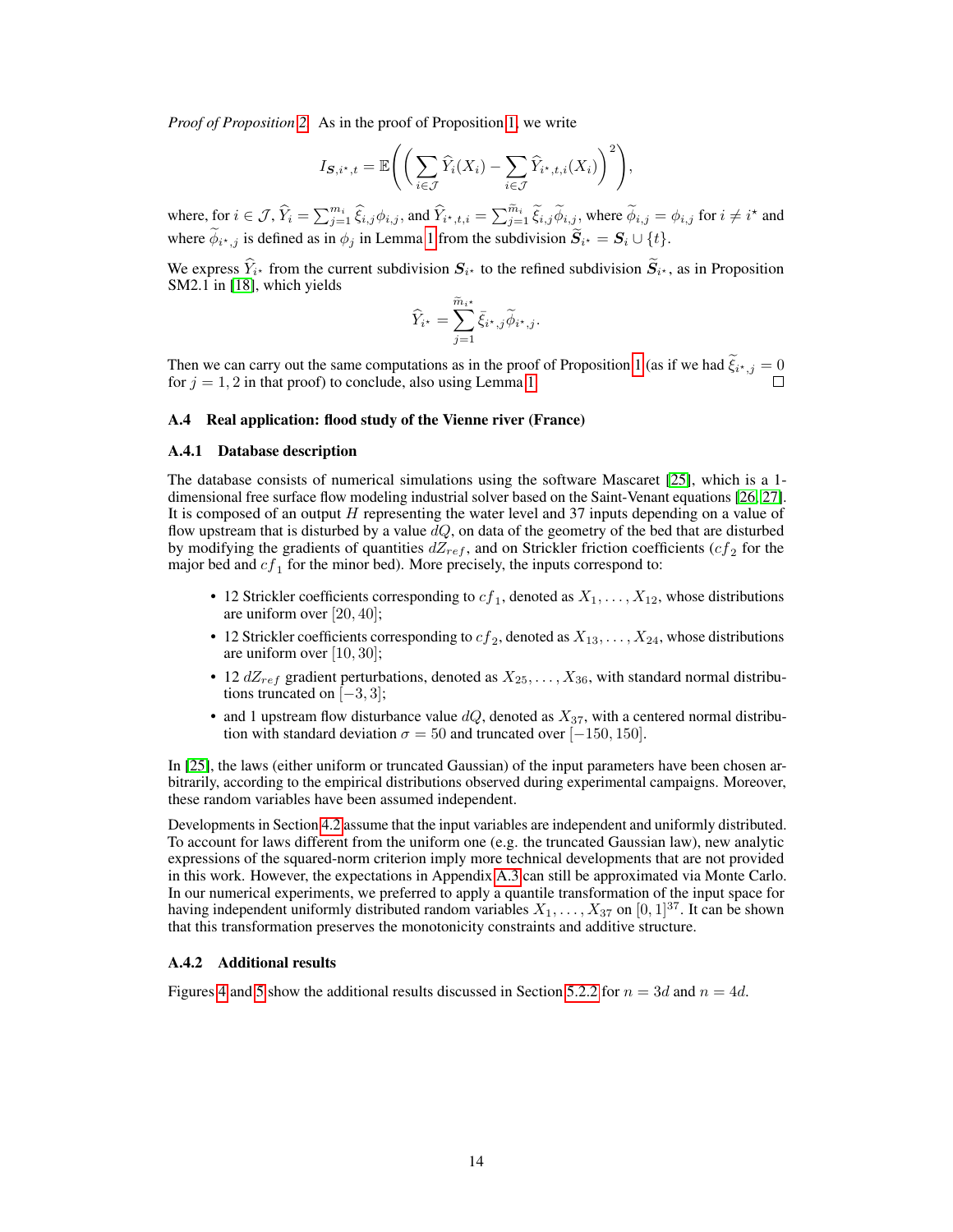*Proof of Proposition 2.* As in the proof of Proposition 1, we write

$$I_{\boldsymbol{S},i^\star,t} = \mathbb{E}\left(\left(\sum_{i\in\mathcal{J}} \widehat{Y}_i(X_i) - \sum_{i\in\mathcal{J}} \widehat{Y}_{i^\star,t,i}(X_i)\right)^2\right),$$

where, for $i \in \mathcal{J}$, $\widehat{Y}_i = \sum_{j=1}^{m_i} \widehat{\xi}_{i,j}\phi_{i,j}$, and $\widehat{Y}_{i^\star,t,i} = \sum_{j=1}^{\widetilde{m}_i} \widetilde{\xi}_{i,j}\widetilde{\phi}_{i,j}$, where $\widetilde{\phi}_{i,j} = \phi_{i,j}$ for $i \neq i^\star$ and where $\widetilde{\phi}_{i^\star,j}$ is defined as in $\phi_j$ in Lemma 1 from the subdivision $\widetilde{\boldsymbol{S}}_{i^\star} = \boldsymbol{S}_i \cup \{t\}$.

We express $\widehat{Y}_{i^\star}$ from the current subdivision $\boldsymbol{S}_{i^\star}$ to the refined subdivision $\widetilde{\boldsymbol{S}}_{i^\star}$, as in Proposition SM2.1 in [18], which yields

$$\widehat{Y}_{i^\star} = \sum_{j=1}^{\widetilde{m}_{i^\star}} \bar{\xi}_{i^\star,j}\widetilde{\phi}_{i^\star,j}.$$

Then we can carry out the same computations as in the proof of Proposition 1 (as if we had $\widetilde{\xi}_{i^\star,j} = 0$ for $j = 1, 2$ in that proof) to conclude, also using Lemma 1. □

### A.4 Real application: flood study of the Vienne river (France)

#### A.4.1 Database description

The database consists of numerical simulations using the software Mascaret [25], which is a 1-dimensional free surface flow modeling industrial solver based on the Saint-Venant equations [26, 27]. It is composed of an output $H$ representing the water level and 37 inputs depending on a value of flow upstream that is disturbed by a value $dQ$, on data of the geometry of the bed that are disturbed by modifying the gradients of quantities $dZ_{ref}$, and on Strickler friction coefficients ($cf_2$ for the major bed and $cf_1$ for the minor bed). More precisely, the inputs correspond to:

- 12 Strickler coefficients corresponding to $cf_1$, denoted as $X_1, \ldots, X_{12}$, whose distributions are uniform over $[20, 40]$;
- 12 Strickler coefficients corresponding to $cf_2$, denoted as $X_{13}, \ldots, X_{24}$, whose distributions are uniform over $[10, 30]$;
- 12 $dZ_{ref}$ gradient perturbations, denoted as $X_{25}, \ldots, X_{36}$, with standard normal distributions truncated on $[-3, 3]$;
- and 1 upstream flow disturbance value $dQ$, denoted as $X_{37}$, with a centered normal distribution with standard deviation $\sigma = 50$ and truncated over $[-150, 150]$.

In [25], the laws (either uniform or truncated Gaussian) of the input parameters have been chosen arbitrarily, according to the empirical distributions observed during experimental campaigns. Moreover, these random variables have been assumed independent.

Developments in Section 4.2 assume that the input variables are independent and uniformly distributed. To account for laws different from the uniform one (e.g. the truncated Gaussian law), new analytic expressions of the squared-norm criterion imply more technical developments that are not provided in this work. However, the expectations in Appendix A.3 can still be approximated via Monte Carlo. In our numerical experiments, we preferred to apply a quantile transformation of the input space for having independent uniformly distributed random variables $X_1, \ldots, X_{37}$ on $[0, 1]^{37}$. It can be shown that this transformation preserves the monotonicity constraints and additive structure.

#### A.4.2 Additional results

Figures 4 and 5 show the additional results discussed in Section 5.2.2 for $n = 3d$ and $n = 4d$.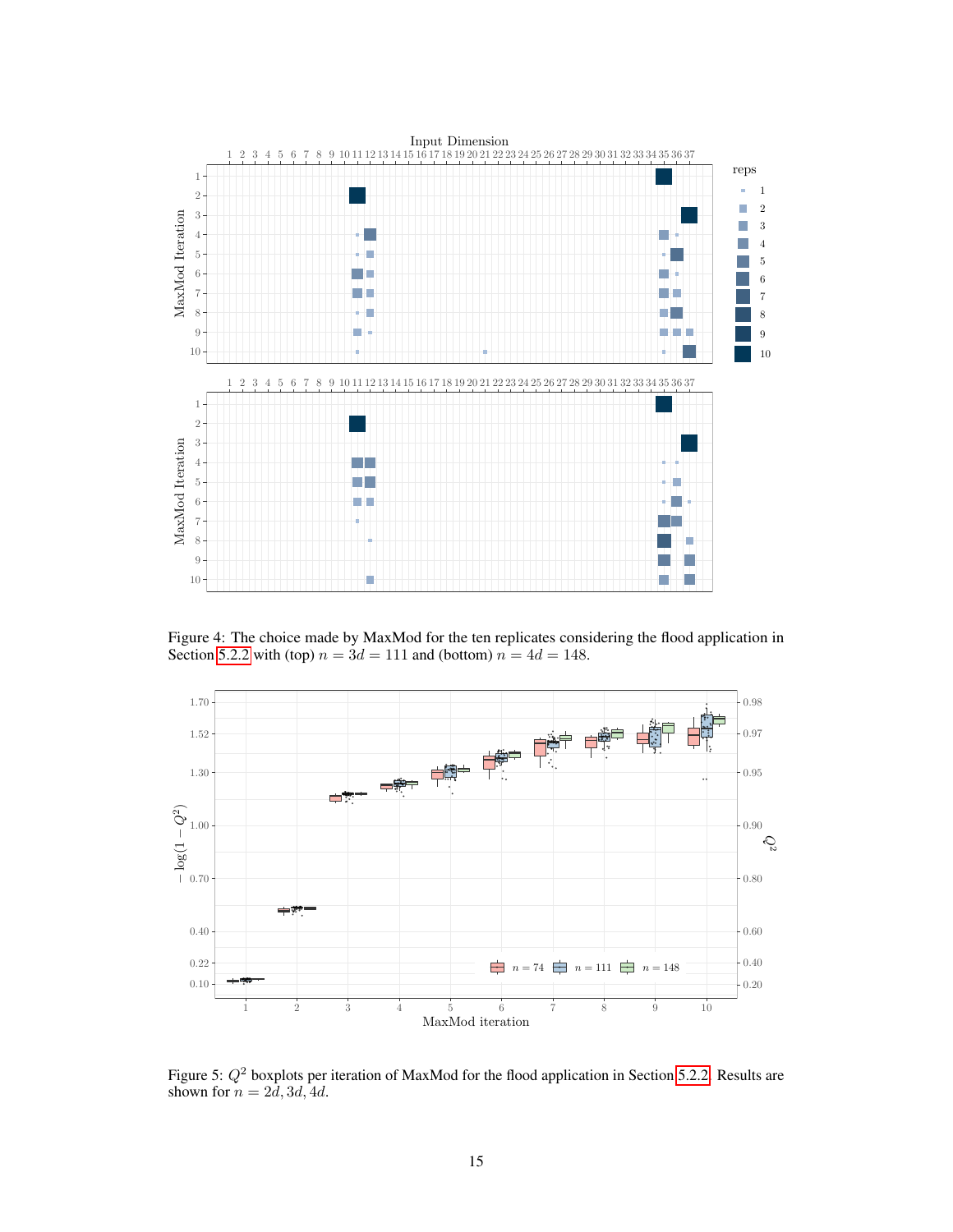Input Dimension

1 2 3 4 5 6 7 8 9 10 11 12 13 14 15 16 17 18 19 20 21 22 23 24 25 26 27 28 29 30 31 32 33 34 35 36 37

MaxMod Iteration

1 2 3 4 5 6 7 8 9 10

reps

1 2 3 4 5 6 7 8 9 10

1 2 3 4 5 6 7 8 9 10 11 12 13 14 15 16 17 18 19 20 21 22 23 24 25 26 27 28 29 30 31 32 33 34 35 36 37

MaxMod Iteration

1 2 3 4 5 6 7 8 9 10

Figure 4: The choice made by MaxMod for the ten replicates considering the flood application in Section 5.2.2 with (top) $n = 3d = 111$ and (bottom) $n = 4d = 148$.

$-\log(1-Q^2)$

1.70 1.52 1.30 1.00 0.70 0.40 0.22 0.10

$Q^2$

0.98 0.97 0.95 0.90 0.80 0.60 0.40 0.20

$n = 74$ $n = 111$ $n = 148$

MaxMod iteration

1 2 3 4 5 6 7 8 9 10

Figure 5: $Q^2$ boxplots per iteration of MaxMod for the flood application in Section 5.2.2. Results are shown for $n = 2d, 3d, 4d$.